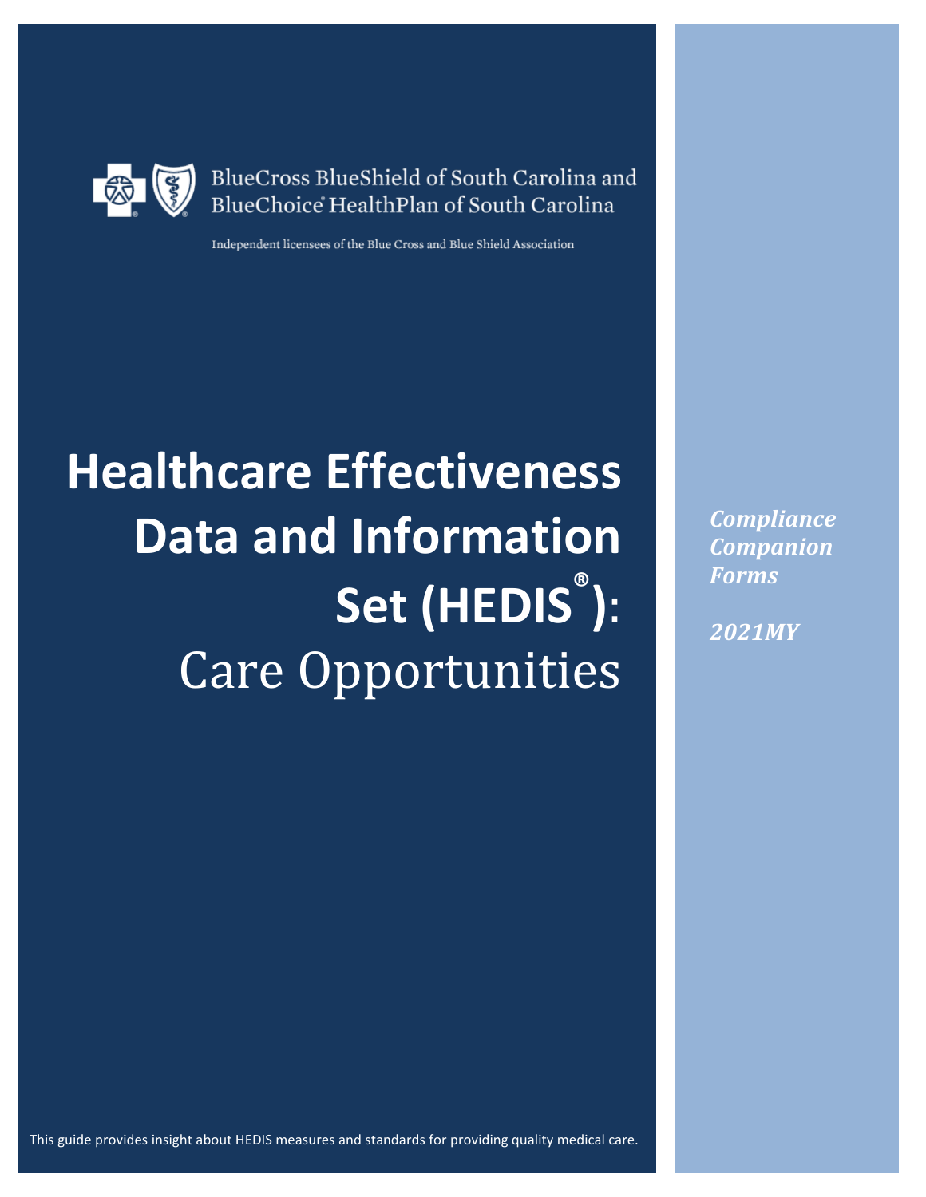BlueCross BlueShield of South Carolina and BlueChoice® HealthPlan of South Carolina

Independent licensees of the Blue Cross and Blue Shield Association

# Healthcare Effectiveness Data and Information Set (HEDIS®): Care Opportunities

***Compliance Companion Forms***

***2021MY***

This guide provides insight about HEDIS measures and standards for providing quality medical care.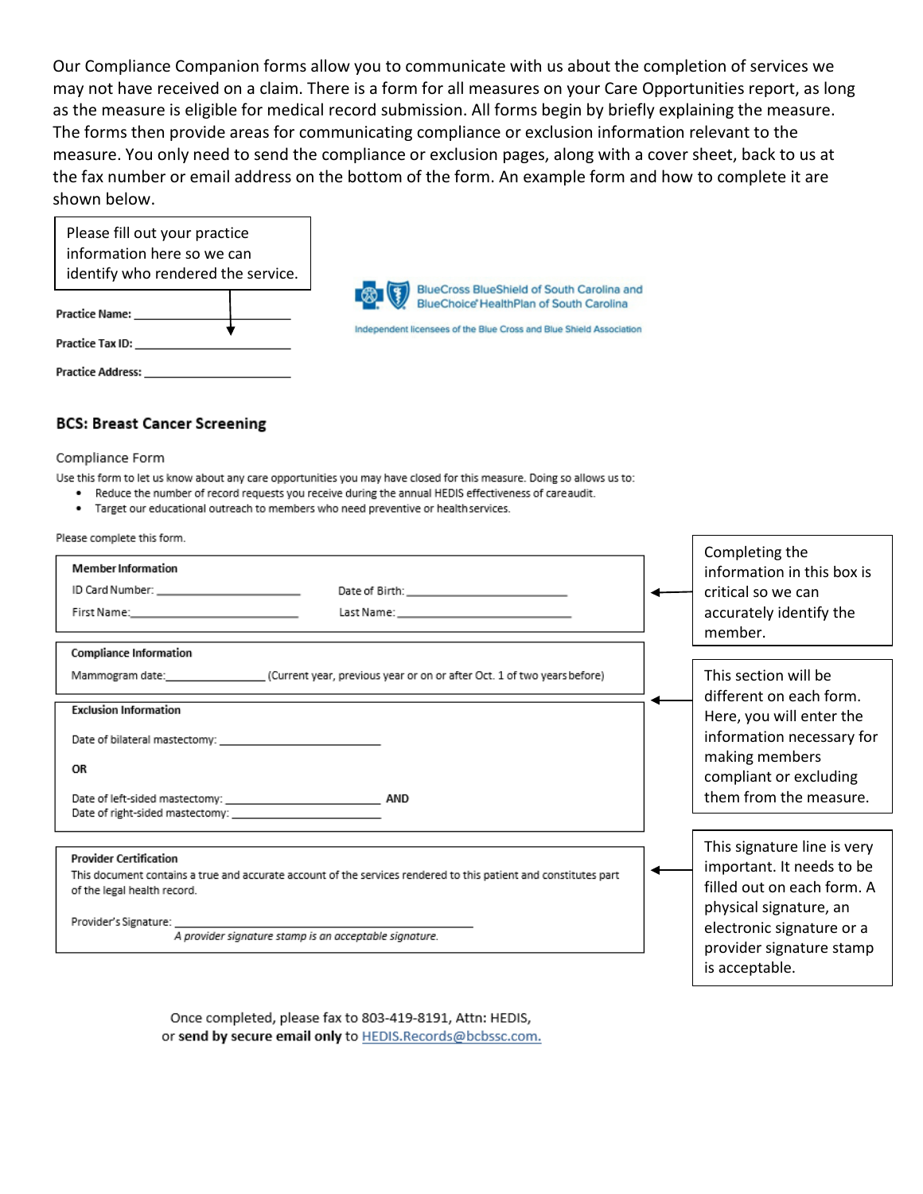Our Compliance Companion forms allow you to communicate with us about the completion of services we may not have received on a claim. There is a form for all measures on your Care Opportunities report, as long as the measure is eligible for medical record submission. All forms begin by briefly explaining the measure. The forms then provide areas for communicating compliance or exclusion information relevant to the measure. You only need to send the compliance or exclusion pages, along with a cover sheet, back to us at the fax number or email address on the bottom of the form. An example form and how to complete it are shown below.

> Please fill out your practice information here so we can identify who rendered the service.

**Practice Name:** ______________________

**Practice Tax ID:** ______________________

**Practice Address:** ______________________

BlueCross BlueShield of South Carolina and BlueChoice HealthPlan of South Carolina

Independent licensees of the Blue Cross and Blue Shield Association

## BCS: Breast Cancer Screening

Compliance Form

Use this form to let us know about any care opportunities you may have closed for this measure. Doing so allows us to:

- Reduce the number of record requests you receive during the annual HEDIS effectiveness of care audit.
- Target our educational outreach to members who need preventive or health services.

Please complete this form.

**Member Information**

ID Card Number: ______________________ Date of Birth: ______________________

First Name: ______________________ Last Name: ______________________

> Completing the information in this box is critical so we can accurately identify the member.

**Compliance Information**

Mammogram date: ______________ (Current year, previous year or on or after Oct. 1 of two years before)

**Exclusion Information**

Date of bilateral mastectomy: ______________________

**OR**

Date of left-sided mastectomy: ______________________ **AND**
Date of right-sided mastectomy: ______________________

> This section will be different on each form. Here, you will enter the information necessary for making members compliant or excluding them from the measure.

**Provider Certification**

This document contains a true and accurate account of the services rendered to this patient and constitutes part of the legal health record.

Provider's Signature: ______________________________

*A provider signature stamp is an acceptable signature.*

> This signature line is very important. It needs to be filled out on each form. A physical signature, an electronic signature or a provider signature stamp is acceptable.

Once completed, please fax to 803-419-8191, Attn: HEDIS,
or **send by secure email only** to HEDIS.Records@bcbssc.com.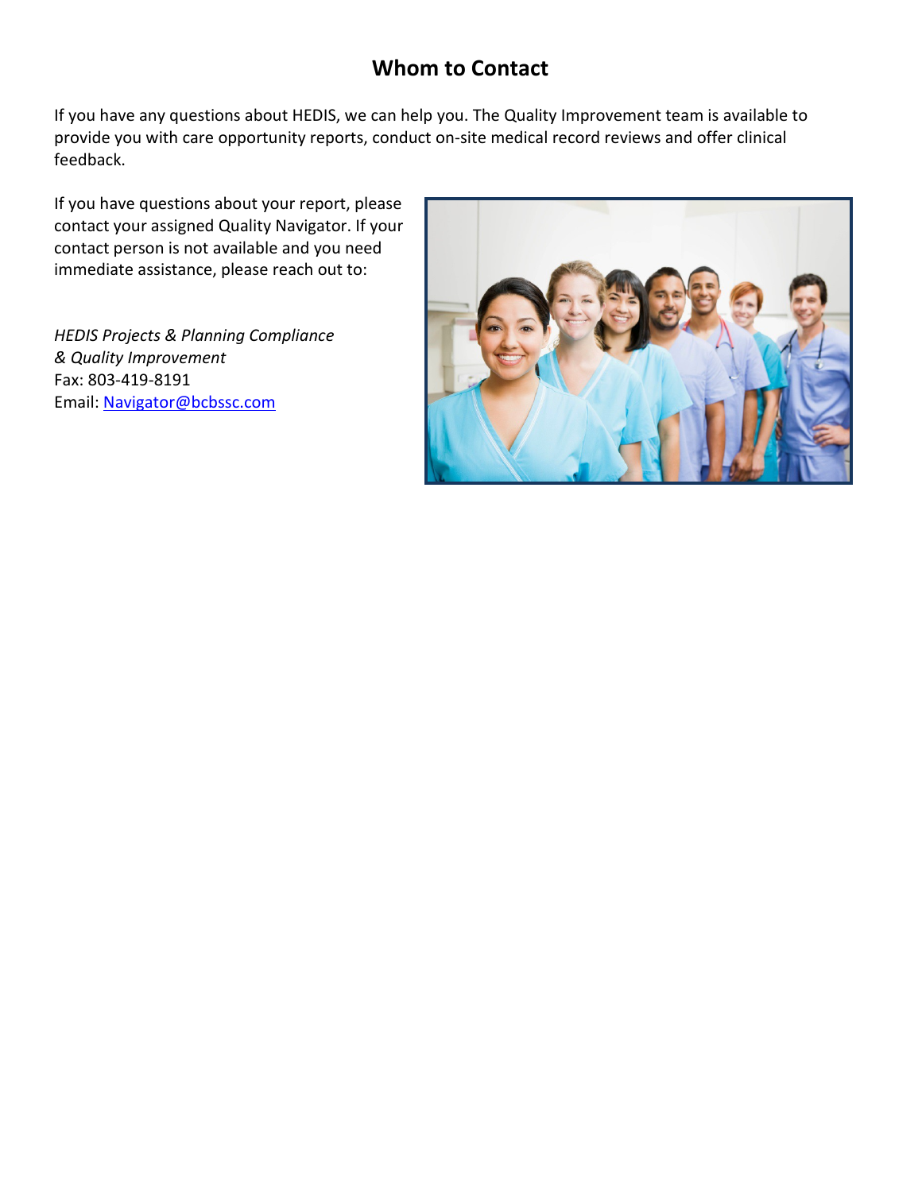# Whom to Contact

If you have any questions about HEDIS, we can help you. The Quality Improvement team is available to provide you with care opportunity reports, conduct on-site medical record reviews and offer clinical feedback.

If you have questions about your report, please contact your assigned Quality Navigator. If your contact person is not available and you need immediate assistance, please reach out to:

*HEDIS Projects & Planning Compliance & Quality Improvement*
Fax: 803-419-8191
Email: [Navigator@bcbssc.com](mailto:Navigator@bcbssc.com)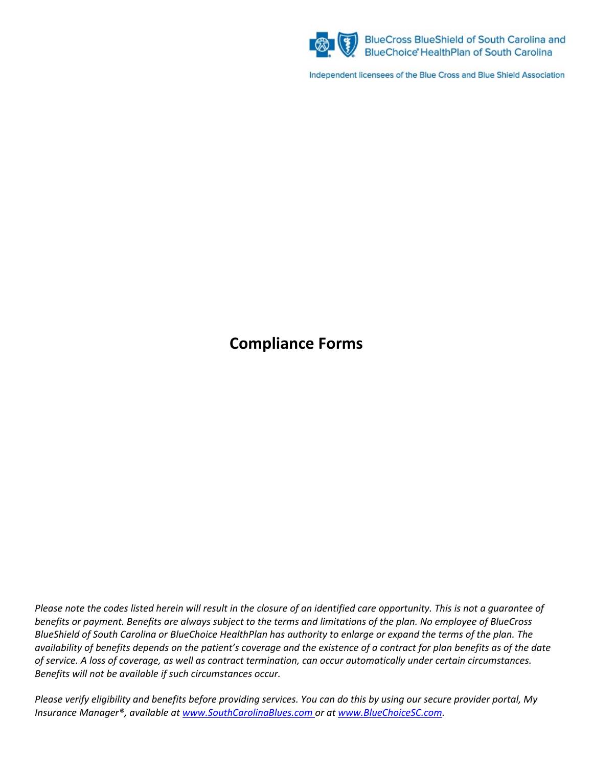BlueCross BlueShield of South Carolina and BlueChoice® HealthPlan of South Carolina

Independent licensees of the Blue Cross and Blue Shield Association

# Compliance Forms

*Please note the codes listed herein will result in the closure of an identified care opportunity. This is not a guarantee of benefits or payment. Benefits are always subject to the terms and limitations of the plan. No employee of BlueCross BlueShield of South Carolina or BlueChoice HealthPlan has authority to enlarge or expand the terms of the plan. The availability of benefits depends on the patient's coverage and the existence of a contract for plan benefits as of the date of service. A loss of coverage, as well as contract termination, can occur automatically under certain circumstances. Benefits will not be available if such circumstances occur.*

*Please verify eligibility and benefits before providing services. You can do this by using our secure provider portal, My Insurance Manager®, available at [www.SouthCarolinaBlues.com](http://www.SouthCarolinaBlues.com) or at [www.BlueChoiceSC.com](http://www.BlueChoiceSC.com).*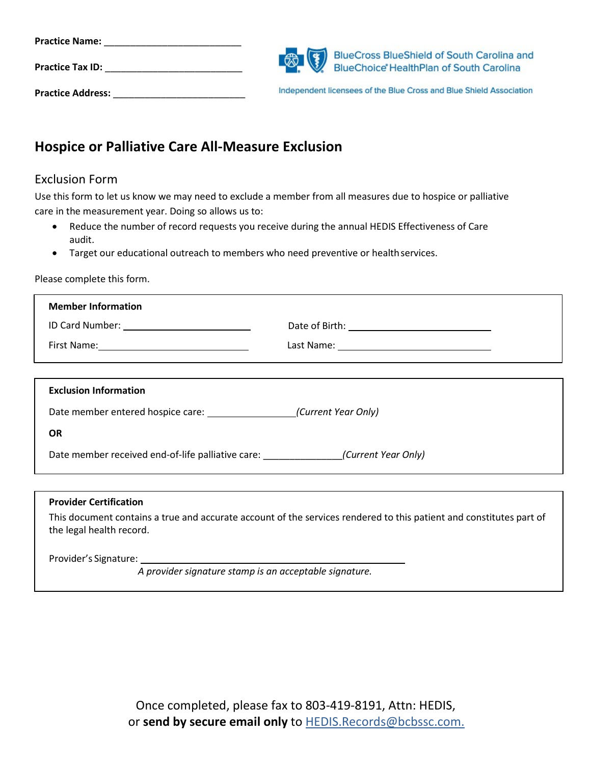**Practice Name:** ___________________________

**Practice Tax ID:** ___________________________

**Practice Address:** ___________________________

BlueCross BlueShield of South Carolina and BlueChoice® HealthPlan of South Carolina

Independent licensees of the Blue Cross and Blue Shield Association

## Hospice or Palliative Care All-Measure Exclusion

### Exclusion Form

Use this form to let us know we may need to exclude a member from all measures due to hospice or palliative care in the measurement year. Doing so allows us to:

- Reduce the number of record requests you receive during the annual HEDIS Effectiveness of Care audit.
- Target our educational outreach to members who need preventive or health services.

Please complete this form.

**Member Information**

ID Card Number: ___________________________ Date of Birth: ___________________________

First Name: ___________________________ Last Name: ___________________________

**Exclusion Information**

Date member entered hospice care: _________________ *(Current Year Only)*

**OR**

Date member received end-of-life palliative care: _______________ *(Current Year Only)*

**Provider Certification**

This document contains a true and accurate account of the services rendered to this patient and constitutes part of the legal health record.

Provider's Signature: ___________________________________________

*A provider signature stamp is an acceptable signature.*

Once completed, please fax to 803-419-8191, Attn: HEDIS, or **send by secure email only** to HEDIS.Records@bcbssc.com.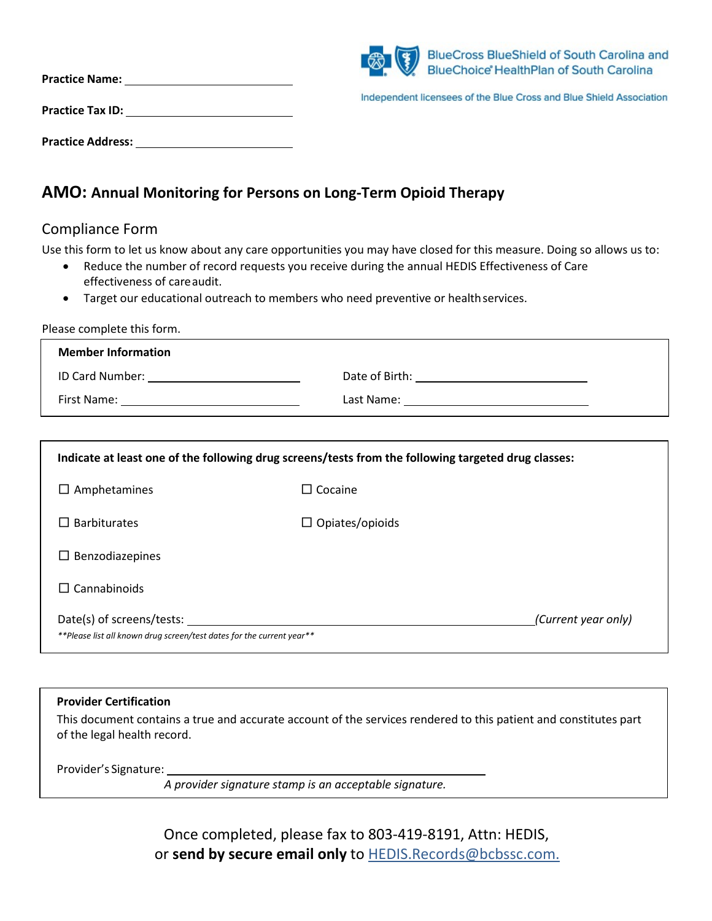**Practice Name:** ____________________________

**Practice Tax ID:** ____________________________

**Practice Address:** ____________________________

BlueCross BlueShield of South Carolina and BlueChoice® HealthPlan of South Carolina

Independent licensees of the Blue Cross and Blue Shield Association

## AMO: Annual Monitoring for Persons on Long-Term Opioid Therapy

### Compliance Form

Use this form to let us know about any care opportunities you may have closed for this measure. Doing so allows us to:

- Reduce the number of record requests you receive during the annual HEDIS Effectiveness of Care effectiveness of care audit.
- Target our educational outreach to members who need preventive or health services.

Please complete this form.

**Member Information**

ID Card Number: ____________________ Date of Birth: ____________________

First Name: ____________________ Last Name: ____________________

**Indicate at least one of the following drug screens/tests from the following targeted drug classes:**

☐ Amphetamines

☐ Barbiturates

☐ Benzodiazepines

☐ Cannabinoids

☐ Cocaine

☐ Opiates/opioids

Date(s) of screens/tests: ______________________________________________ *(Current year only)*

*\*\*Please list all known drug screen/test dates for the current year\*\**

**Provider Certification**

This document contains a true and accurate account of the services rendered to this patient and constitutes part of the legal health record.

Provider's Signature: ______________________________________

*A provider signature stamp is an acceptable signature.*

Once completed, please fax to 803-419-8191, Attn: HEDIS, or **send by secure email only** to HEDIS.Records@bcbssc.com.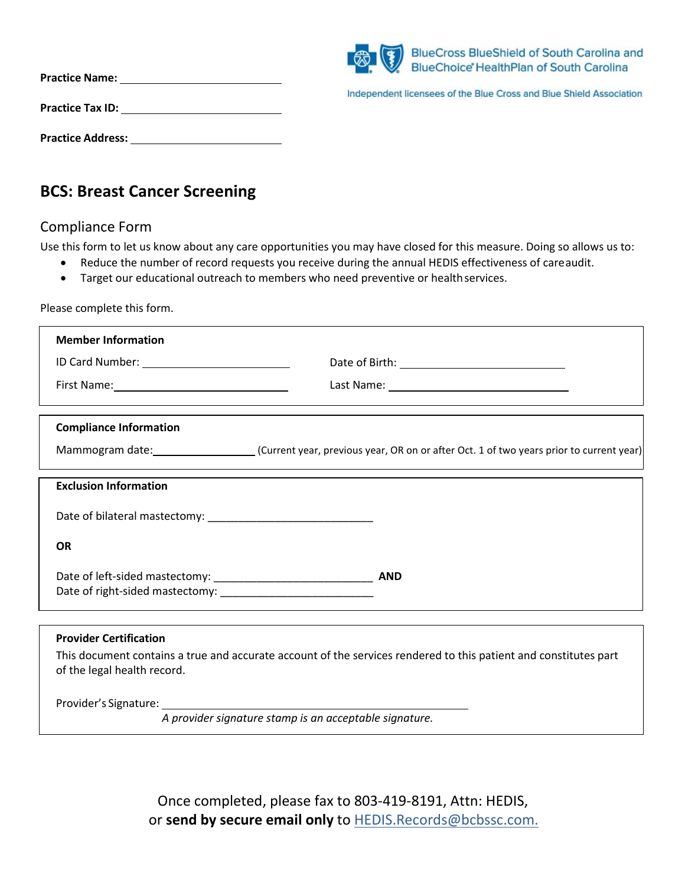Practice Name: ______________________________

Practice Tax ID: ______________________________

Practice Address: ______________________________

BlueCross BlueShield of South Carolina and BlueChoice® HealthPlan of South Carolina

Independent licensees of the Blue Cross and Blue Shield Association

## BCS: Breast Cancer Screening

### Compliance Form

Use this form to let us know about any care opportunities you may have closed for this measure. Doing so allows us to:

- Reduce the number of record requests you receive during the annual HEDIS effectiveness of care audit.
- Target our educational outreach to members who need preventive or health services.

Please complete this form.

**Member Information**

ID Card Number: ______________________________ Date of Birth: ______________________________

First Name: ______________________________ Last Name: ______________________________

**Compliance Information**

Mammogram date: ____________________ (Current year, previous year, OR on or after Oct. 1 of two years prior to current year)

**Exclusion Information**

Date of bilateral mastectomy: ______________________________

**OR**

Date of left-sided mastectomy: ______________________________ **AND**
Date of right-sided mastectomy: ______________________________

**Provider Certification**

This document contains a true and accurate account of the services rendered to this patient and constitutes part of the legal health record.

Provider's Signature: ____________________________________________

*A provider signature stamp is an acceptable signature.*

Once completed, please fax to 803-419-8191, Attn: HEDIS, or **send by secure email only** to HEDIS.Records@bcbssc.com.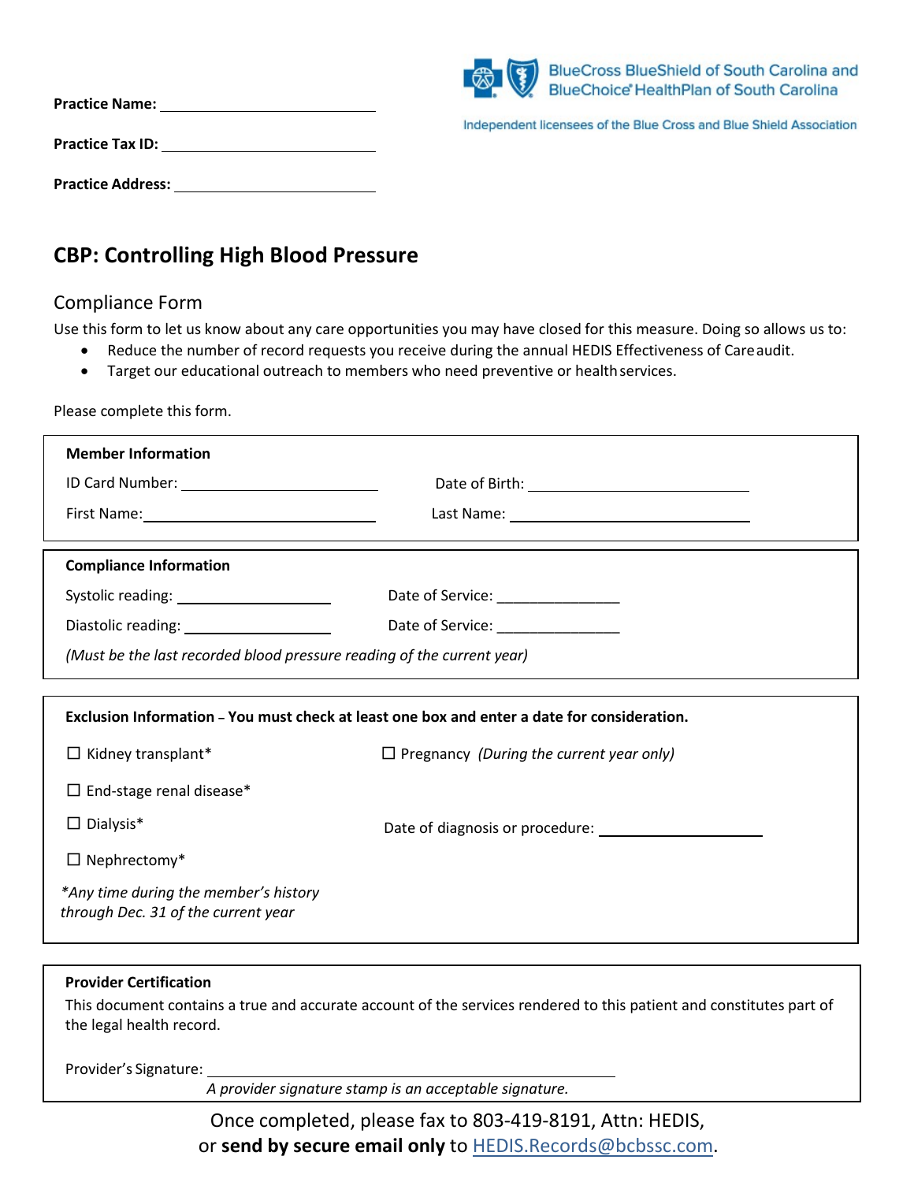Practice Name: ____________________

Practice Tax ID: ____________________

Practice Address: ____________________

BlueCross BlueShield of South Carolina and BlueChoice® HealthPlan of South Carolina

Independent licensees of the Blue Cross and Blue Shield Association

# CBP: Controlling High Blood Pressure

## Compliance Form

Use this form to let us know about any care opportunities you may have closed for this measure. Doing so allows us to:

- Reduce the number of record requests you receive during the annual HEDIS Effectiveness of Care audit.
- Target our educational outreach to members who need preventive or health services.

Please complete this form.

**Member Information**

ID Card Number: ____________________ Date of Birth: ____________________

First Name: ____________________ Last Name: ____________________

**Compliance Information**

Systolic reading: ____________________ Date of Service: ____________________

Diastolic reading: ____________________ Date of Service: ____________________

*(Must be the last recorded blood pressure reading of the current year)*

**Exclusion Information – You must check at least one box and enter a date for consideration.**

☐ Kidney transplant*

☐ End-stage renal disease*

☐ Dialysis*

☐ Nephrectomy*

*\*Any time during the member's history through Dec. 31 of the current year*

☐ Pregnancy *(During the current year only)*

Date of diagnosis or procedure: ____________________

**Provider Certification**

This document contains a true and accurate account of the services rendered to this patient and constitutes part of the legal health record.

Provider's Signature: ____________________

*A provider signature stamp is an acceptable signature.*

Once completed, please fax to 803-419-8191, Attn: HEDIS, or **send by secure email only** to HEDIS.Records@bcbssc.com.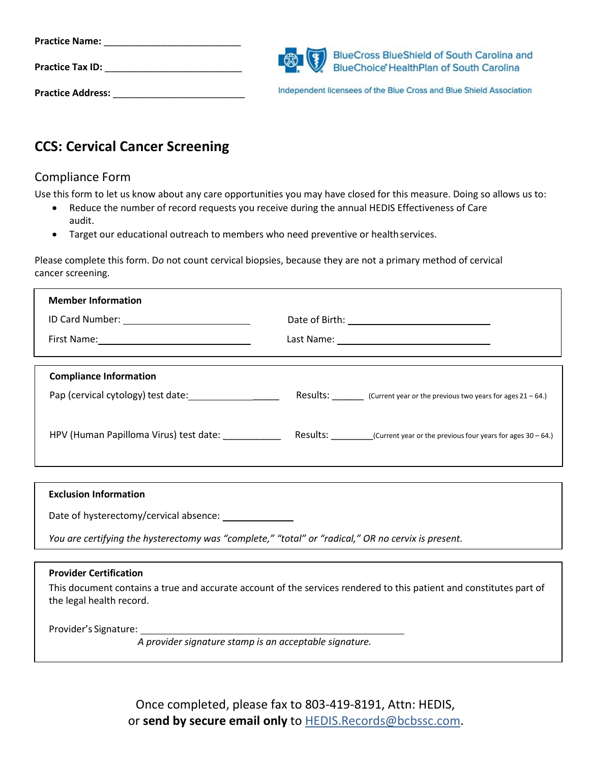**Practice Name:** ___________________________

**Practice Tax ID:** ___________________________

**Practice Address:** ___________________________

BlueCross BlueShield of South Carolina and BlueChoice® HealthPlan of South Carolina

Independent licensees of the Blue Cross and Blue Shield Association

# CCS: Cervical Cancer Screening

## Compliance Form

Use this form to let us know about any care opportunities you may have closed for this measure. Doing so allows us to:

- Reduce the number of record requests you receive during the annual HEDIS Effectiveness of Care audit.
- Target our educational outreach to members who need preventive or health services.

Please complete this form. Do not count cervical biopsies, because they are not a primary method of cervical cancer screening.

**Member Information**

ID Card Number: ___________________________ Date of Birth: ___________________________

First Name: ___________________________ Last Name: ___________________________

**Compliance Information**

Pap (cervical cytology) test date: ___________________ Results: ______ (Current year or the previous two years for ages 21 – 64.)

HPV (Human Papilloma Virus) test date: ___________ Results: ________ (Current year or the previous four years for ages 30 – 64.)

**Exclusion Information**

Date of hysterectomy/cervical absence: _____________

*You are certifying the hysterectomy was "complete," "total" or "radical," OR no cervix is present.*

**Provider Certification**

This document contains a true and accurate account of the services rendered to this patient and constitutes part of the legal health record.

Provider's Signature: ___________________________________________

*A provider signature stamp is an acceptable signature.*

Once completed, please fax to 803-419-8191, Attn: HEDIS, or **send by secure email only** to HEDIS.Records@bcbssc.com.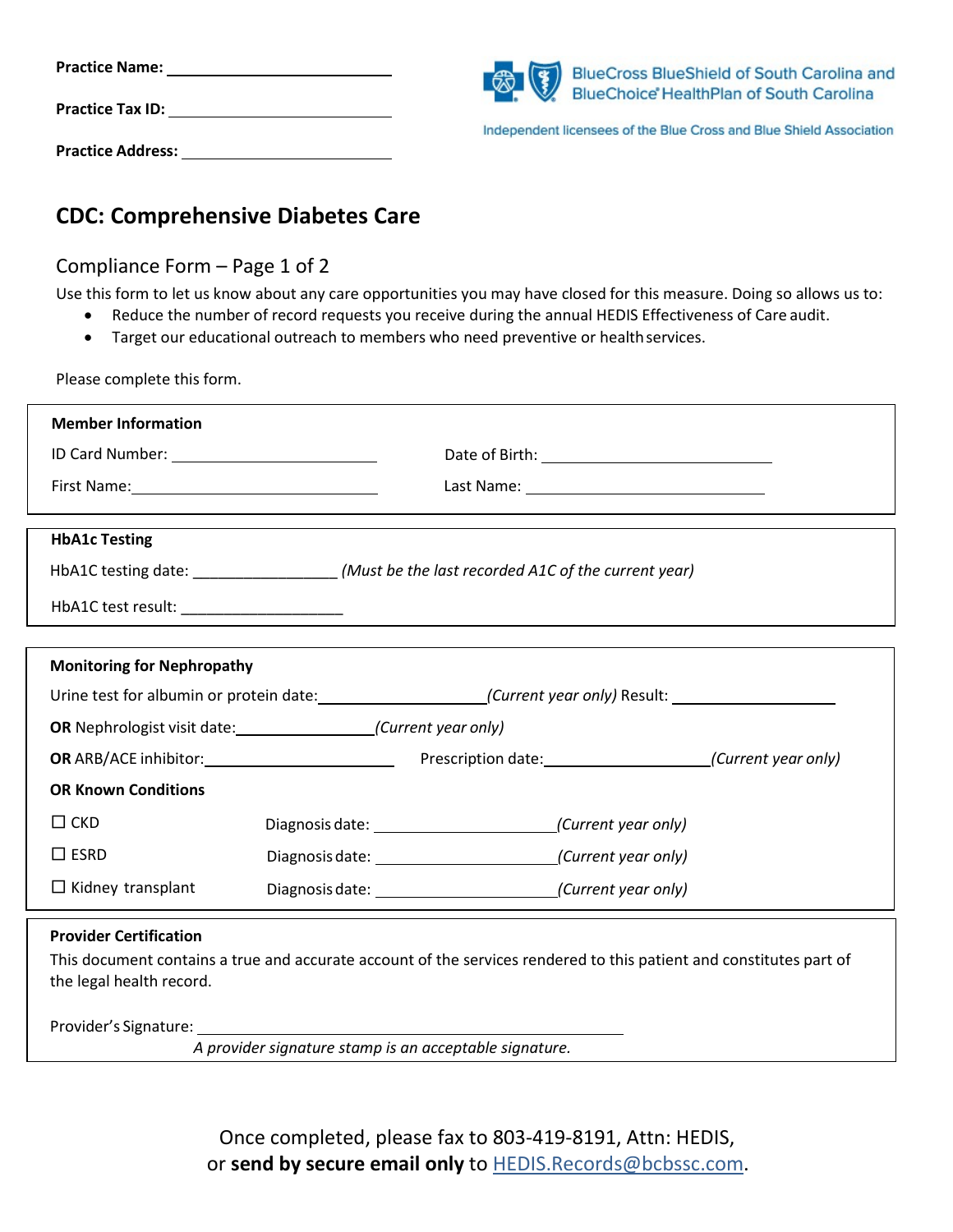**Practice Name:** ______________________________

**Practice Tax ID:** ______________________________

**Practice Address:** ______________________________

BlueCross BlueShield of South Carolina and BlueChoice® HealthPlan of South Carolina

Independent licensees of the Blue Cross and Blue Shield Association

# CDC: Comprehensive Diabetes Care

## Compliance Form – Page 1 of 2

Use this form to let us know about any care opportunities you may have closed for this measure. Doing so allows us to:

- Reduce the number of record requests you receive during the annual HEDIS Effectiveness of Care audit.
- Target our educational outreach to members who need preventive or health services.

Please complete this form.

**Member Information**

ID Card Number: ______________________ Date of Birth: ______________________

First Name: ______________________ Last Name: ______________________

**HbA1c Testing**

HbA1C testing date: _________________ *(Must be the last recorded A1C of the current year)*

HbA1C test result: ___________________

**Monitoring for Nephropathy**

Urine test for albumin or protein date: ____________________ *(Current year only)* Result: ____________________

**OR** Nephrologist visit date: ________________ *(Current year only)*

**OR** ARB/ACE inhibitor: ______________________ Prescription date: ____________________ *(Current year only)*

**OR Known Conditions**

☐ CKD Diagnosis date: ______________________ *(Current year only)*

☐ ESRD Diagnosis date: ______________________ *(Current year only)*

☐ Kidney transplant Diagnosis date: ______________________ *(Current year only)*

**Provider Certification**

This document contains a true and accurate account of the services rendered to this patient and constitutes part of the legal health record.

Provider's Signature: ____________________________________________

*A provider signature stamp is an acceptable signature.*

Once completed, please fax to 803-419-8191, Attn: HEDIS,
or **send by secure email only** to HEDIS.Records@bcbssc.com.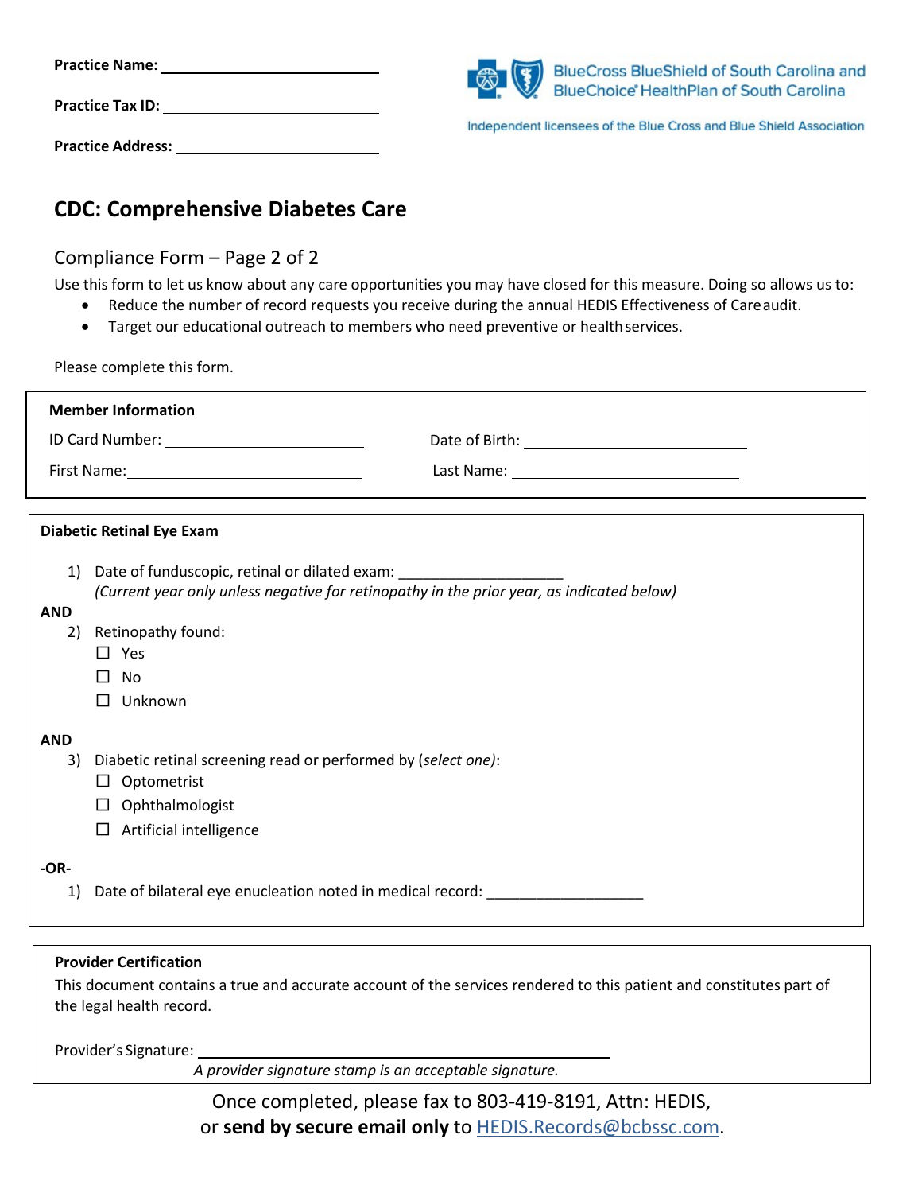**Practice Name:** ____________________

**Practice Tax ID:** ____________________

**Practice Address:** ____________________

BlueCross BlueShield of South Carolina and BlueChoice® HealthPlan of South Carolina

Independent licensees of the Blue Cross and Blue Shield Association

# CDC: Comprehensive Diabetes Care

## Compliance Form – Page 2 of 2

Use this form to let us know about any care opportunities you may have closed for this measure. Doing so allows us to:

- Reduce the number of record requests you receive during the annual HEDIS Effectiveness of Care audit.
- Target our educational outreach to members who need preventive or health services.

Please complete this form.

**Member Information**

ID Card Number: ____________________ Date of Birth: ____________________

First Name: ____________________ Last Name: ____________________

**Diabetic Retinal Eye Exam**

1) Date of funduscopic, retinal or dilated exam: ____________________
   *(Current year only unless negative for retinopathy in the prior year, as indicated below)*

**AND**

2) Retinopathy found:
   - ☐ Yes
   - ☐ No
   - ☐ Unknown

**AND**

3) Diabetic retinal screening read or performed by (*select one)*:
   - ☐ Optometrist
   - ☐ Ophthalmologist
   - ☐ Artificial intelligence

**-OR-**

1) Date of bilateral eye enucleation noted in medical record: ____________________

**Provider Certification**

This document contains a true and accurate account of the services rendered to this patient and constitutes part of the legal health record.

Provider's Signature: ________________________________________

*A provider signature stamp is an acceptable signature.*

Once completed, please fax to 803-419-8191, Attn: HEDIS,
or **send by secure email only** to HEDIS.Records@bcbssc.com.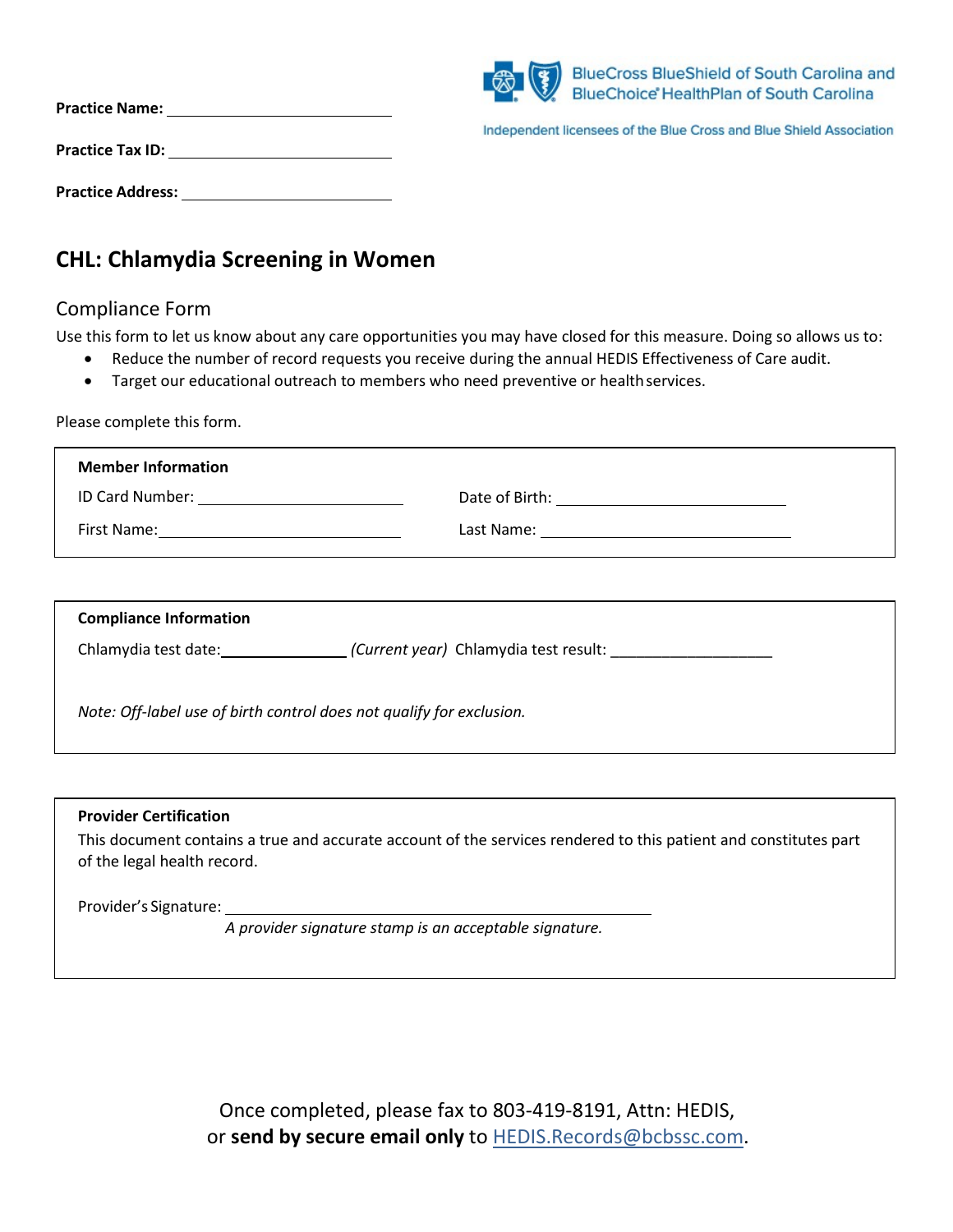**Practice Name:** ___________________________

**Practice Tax ID:** ___________________________

**Practice Address:** ___________________________

BlueCross BlueShield of South Carolina and BlueChoice® HealthPlan of South Carolina

Independent licensees of the Blue Cross and Blue Shield Association

## CHL: Chlamydia Screening in Women

### Compliance Form

Use this form to let us know about any care opportunities you may have closed for this measure. Doing so allows us to:

- Reduce the number of record requests you receive during the annual HEDIS Effectiveness of Care audit.
- Target our educational outreach to members who need preventive or health services.

Please complete this form.

**Member Information**

ID Card Number: ___________________________ Date of Birth: ___________________________

First Name: ___________________________ Last Name: ___________________________

**Compliance Information**

Chlamydia test date: _______________ *(Current year)* Chlamydia test result: ___________________

*Note: Off-label use of birth control does not qualify for exclusion.*

**Provider Certification**

This document contains a true and accurate account of the services rendered to this patient and constitutes part of the legal health record.

Provider's Signature: ___________________________________________

*A provider signature stamp is an acceptable signature.*

Once completed, please fax to 803-419-8191, Attn: HEDIS, or **send by secure email only** to HEDIS.Records@bcbssc.com.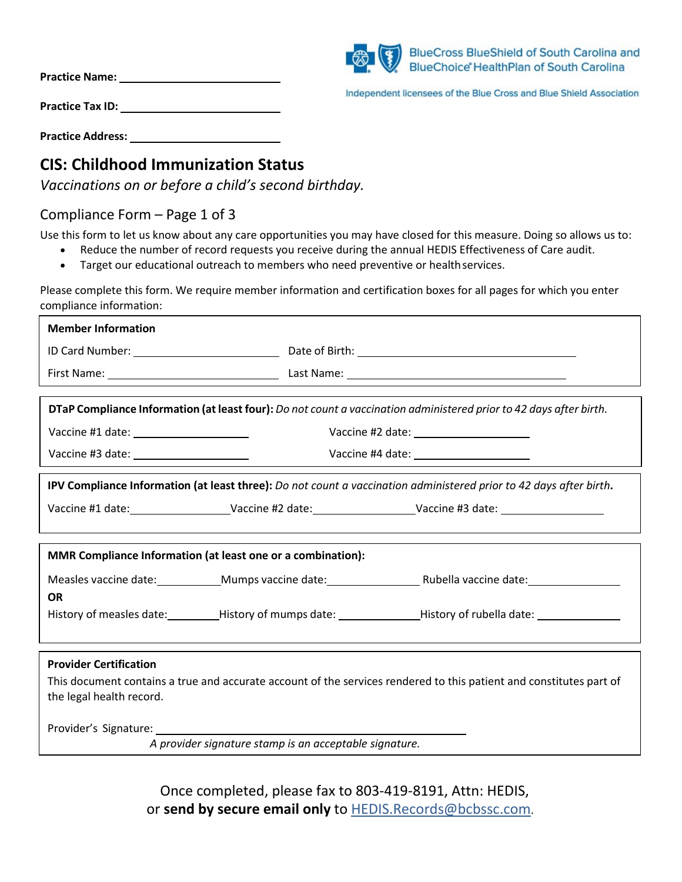Practice Name: ______________________

Practice Tax ID: ______________________

Practice Address: ______________________

BlueCross BlueShield of South Carolina and BlueChoice® HealthPlan of South Carolina

Independent licensees of the Blue Cross and Blue Shield Association

# CIS: Childhood Immunization Status

*Vaccinations on or before a child's second birthday.*

## Compliance Form – Page 1 of 3

Use this form to let us know about any care opportunities you may have closed for this measure. Doing so allows us to:

- Reduce the number of record requests you receive during the annual HEDIS Effectiveness of Care audit.
- Target our educational outreach to members who need preventive or health services.

Please complete this form. We require member information and certification boxes for all pages for which you enter compliance information:

**Member Information**

ID Card Number: ______________________ Date of Birth: ______________________

First Name: ______________________ Last Name: ______________________

**DTaP Compliance Information (at least four):** *Do not count a vaccination administered prior to 42 days after birth.*

Vaccine #1 date: ______________ Vaccine #2 date: ______________

Vaccine #3 date: ______________ Vaccine #4 date: ______________

**IPV Compliance Information (at least three):** *Do not count a vaccination administered prior to 42 days after birth***.**

Vaccine #1 date: ____________ Vaccine #2 date: ____________ Vaccine #3 date: ____________

**MMR Compliance Information (at least one or a combination):**

Measles vaccine date: ________ Mumps vaccine date: ________ Rubella vaccine date: ________

**OR**

History of measles date: ________ History of mumps date: ________ History of rubella date: ________

**Provider Certification**

This document contains a true and accurate account of the services rendered to this patient and constitutes part of the legal health record.

Provider's Signature: ______________________________________

*A provider signature stamp is an acceptable signature.*

Once completed, please fax to 803-419-8191, Attn: HEDIS, or **send by secure email only** to HEDIS.Records@bcbssc.com.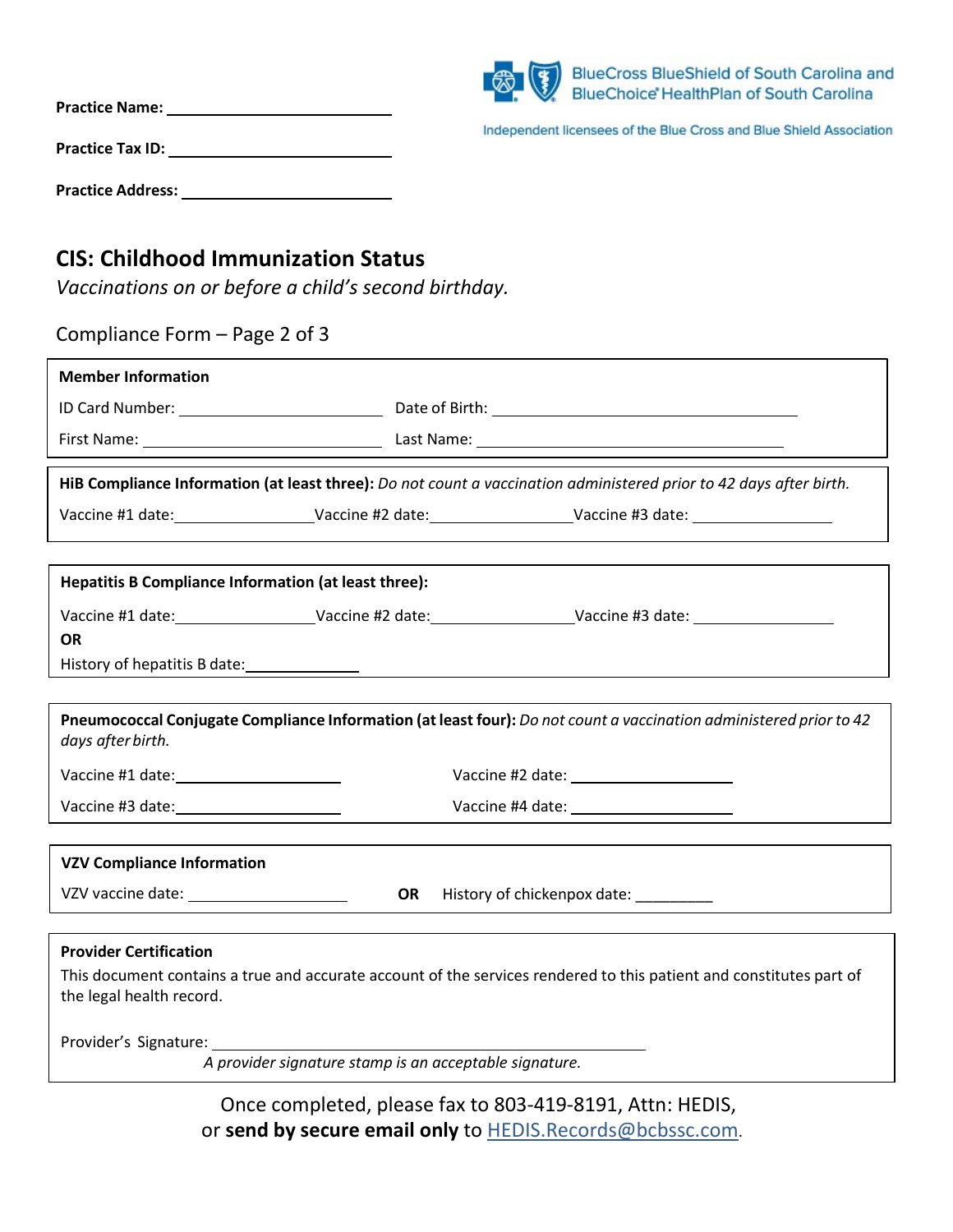**Practice Name:** ____________________

**Practice Tax ID:** ____________________

**Practice Address:** ____________________

BlueCross BlueShield of South Carolina and BlueChoice® HealthPlan of South Carolina

Independent licensees of the Blue Cross and Blue Shield Association

# CIS: Childhood Immunization Status

*Vaccinations on or before a child's second birthday.*

Compliance Form – Page 2 of 3

**Member Information**

ID Card Number: ____________________ Date of Birth: ____________________

First Name: ____________________ Last Name: ____________________

**HiB Compliance Information (at least three):** *Do not count a vaccination administered prior to 42 days after birth.*

Vaccine #1 date: ______________ Vaccine #2 date: ______________ Vaccine #3 date: ______________

**Hepatitis B Compliance Information (at least three):**

Vaccine #1 date: ______________ Vaccine #2 date: ______________ Vaccine #3 date: ______________

**OR**

History of hepatitis B date: ____________

**Pneumococcal Conjugate Compliance Information (at least four):** *Do not count a vaccination administered prior to 42 days after birth.*

Vaccine #1 date: ______________ Vaccine #2 date: ______________

Vaccine #3 date: ______________ Vaccine #4 date: ______________

**VZV Compliance Information**

VZV vaccine date: ______________ **OR** History of chickenpox date: _________

**Provider Certification**

This document contains a true and accurate account of the services rendered to this patient and constitutes part of the legal health record.

Provider's Signature: ________________________________________

*A provider signature stamp is an acceptable signature.*

Once completed, please fax to 803-419-8191, Attn: HEDIS,
or **send by secure email only** to HEDIS.Records@bcbssc.com.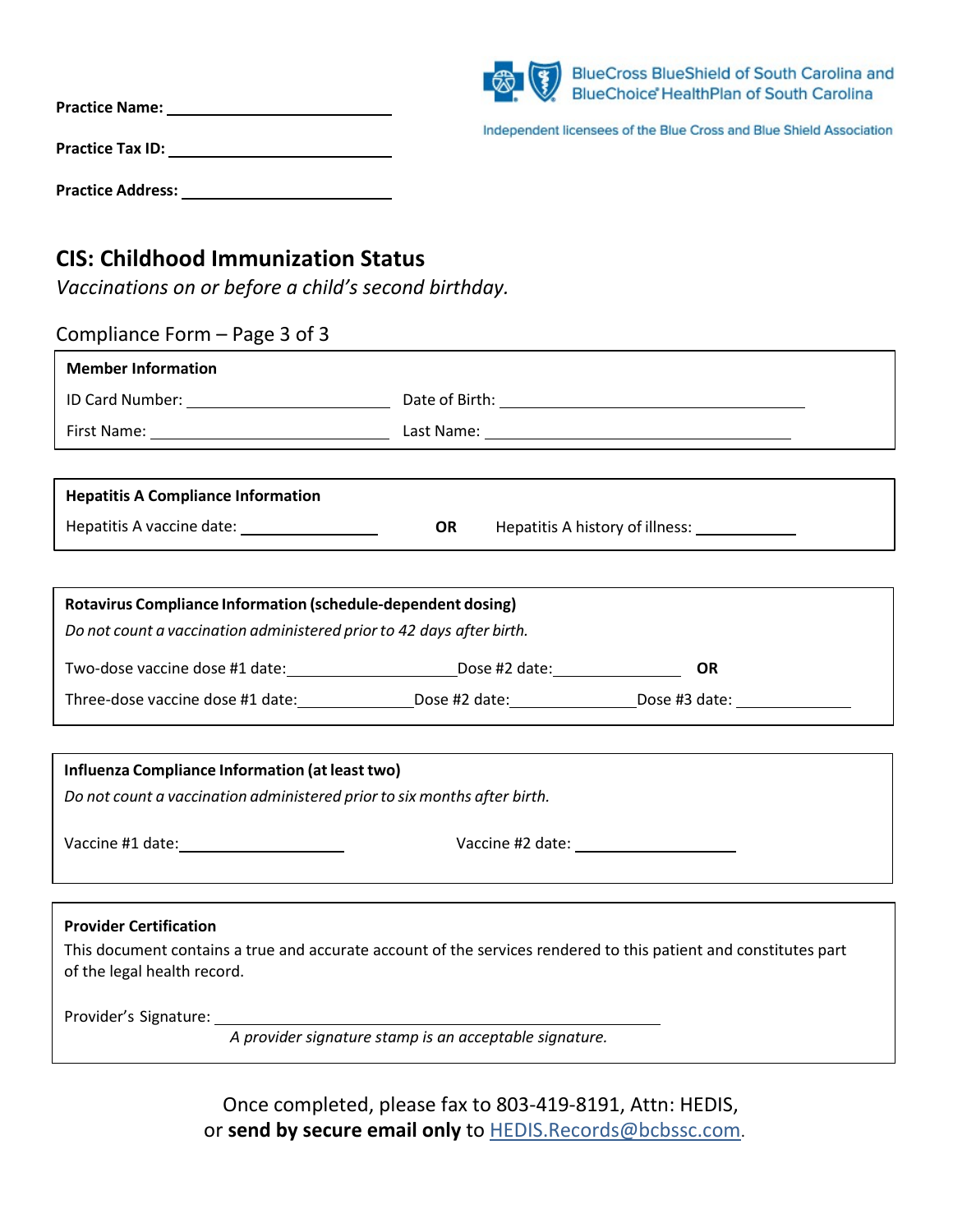Practice Name: ______________________________

Practice Tax ID: ______________________________

Practice Address: ______________________________

BlueCross BlueShield of South Carolina and BlueChoice® HealthPlan of South Carolina

Independent licensees of the Blue Cross and Blue Shield Association

## CIS: Childhood Immunization Status

*Vaccinations on or before a child's second birthday.*

Compliance Form – Page 3 of 3

**Member Information**

ID Card Number: ______________________ Date of Birth: ______________________

First Name: ______________________ Last Name: ______________________

**Hepatitis A Compliance Information**

Hepatitis A vaccine date: ______________ **OR** Hepatitis A history of illness: ______________

**Rotavirus Compliance Information (schedule-dependent dosing)**

*Do not count a vaccination administered prior to 42 days after birth.*

Two-dose vaccine dose #1 date: ______________ Dose #2 date: ______________ **OR**

Three-dose vaccine dose #1 date: ______________ Dose #2 date: ______________ Dose #3 date: ______________

**Influenza Compliance Information (at least two)**

*Do not count a vaccination administered prior to six months after birth.*

Vaccine #1 date: ______________ Vaccine #2 date: ______________

**Provider Certification**

This document contains a true and accurate account of the services rendered to this patient and constitutes part of the legal health record.

Provider's Signature: ______________________________________________

*A provider signature stamp is an acceptable signature.*

Once completed, please fax to 803-419-8191, Attn: HEDIS,
or **send by secure email only** to HEDIS.Records@bcbssc.com.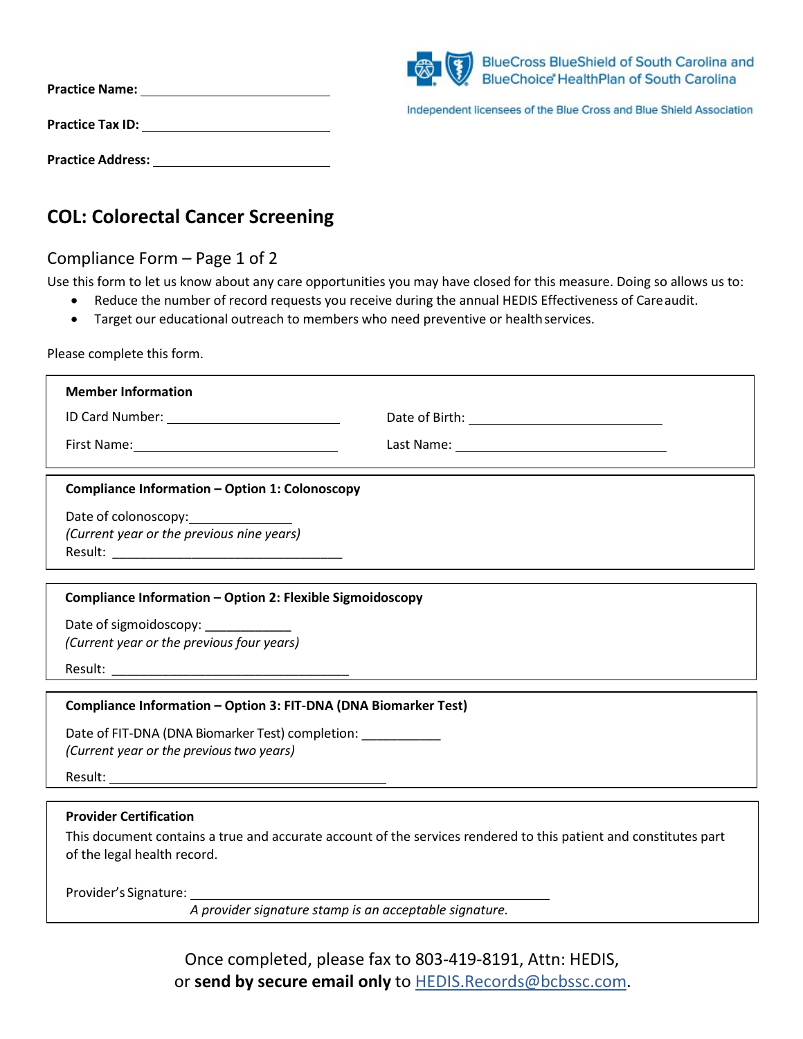Practice Name: ______________________

Practice Tax ID: ______________________

Practice Address: ______________________

BlueCross BlueShield of South Carolina and BlueChoice® HealthPlan of South Carolina

Independent licensees of the Blue Cross and Blue Shield Association

# COL: Colorectal Cancer Screening

## Compliance Form – Page 1 of 2

Use this form to let us know about any care opportunities you may have closed for this measure. Doing so allows us to:

- Reduce the number of record requests you receive during the annual HEDIS Effectiveness of Care audit.
- Target our educational outreach to members who need preventive or health services.

Please complete this form.

**Member Information**

ID Card Number: ______________________ Date of Birth: ______________________

First Name: ______________________ Last Name: ______________________

**Compliance Information – Option 1: Colonoscopy**

Date of colonoscopy: ____________
*(Current year or the previous nine years)*
Result: ______________________________

**Compliance Information – Option 2: Flexible Sigmoidoscopy**

Date of sigmoidoscopy: ____________
*(Current year or the previous four years)*

Result: ______________________________

**Compliance Information – Option 3: FIT-DNA (DNA Biomarker Test)**

Date of FIT-DNA (DNA Biomarker Test) completion: ____________
*(Current year or the previous two years)*

Result: ______________________________

**Provider Certification**

This document contains a true and accurate account of the services rendered to this patient and constitutes part of the legal health record.

Provider's Signature: ______________________________________
*A provider signature stamp is an acceptable signature.*

Once completed, please fax to 803-419-8191, Attn: HEDIS,
or **send by secure email only** to HEDIS.Records@bcbssc.com.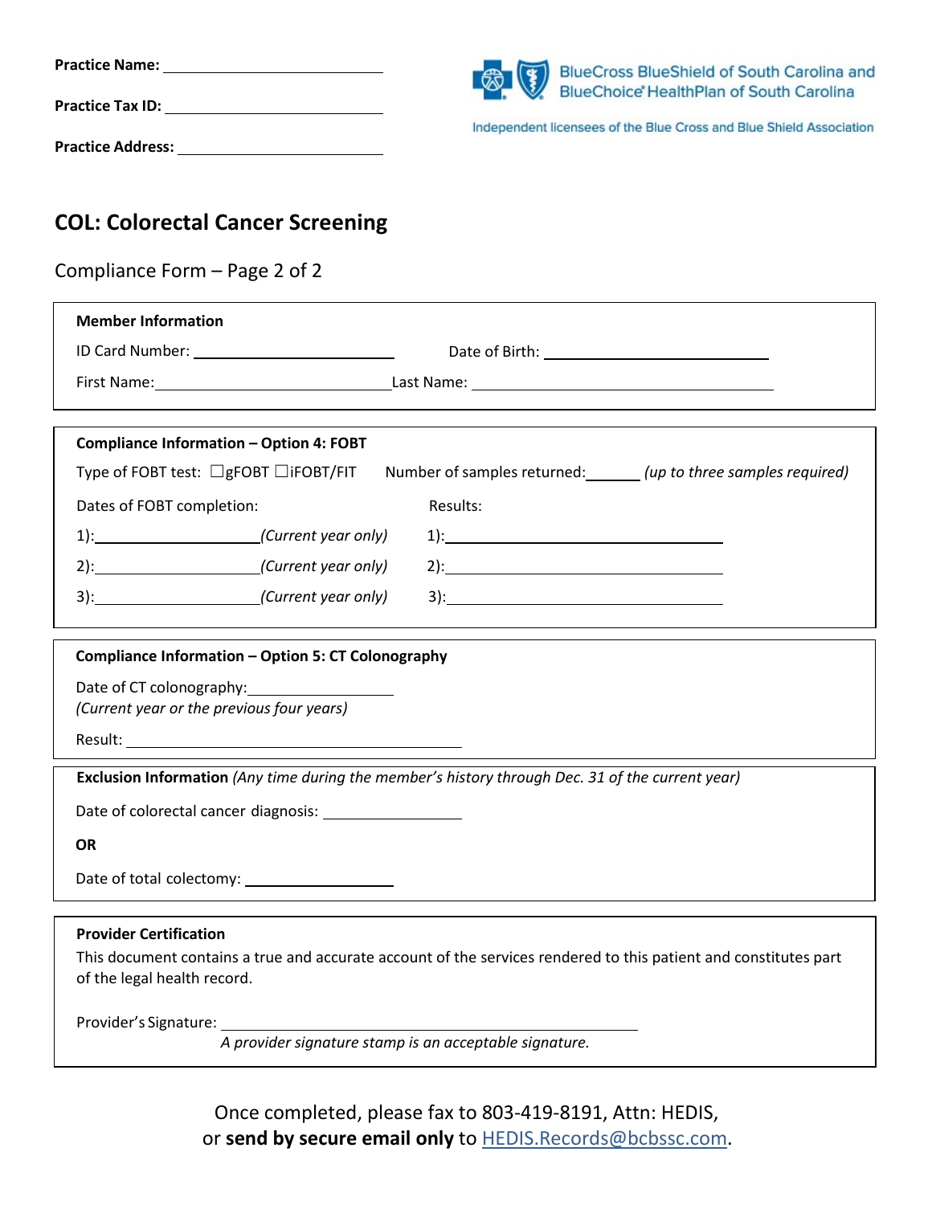**Practice Name:** ____________________

**Practice Tax ID:** ____________________

**Practice Address:** ____________________

BlueCross BlueShield of South Carolina and BlueChoice® HealthPlan of South Carolina

Independent licensees of the Blue Cross and Blue Shield Association

# COL: Colorectal Cancer Screening

Compliance Form – Page 2 of 2

**Member Information**

ID Card Number: ____________________ Date of Birth: ____________________

First Name: ____________________ Last Name: ____________________

**Compliance Information – Option 4: FOBT**

Type of FOBT test: ☐gFOBT ☐iFOBT/FIT Number of samples returned: ______ *(up to three samples required)*

| Dates of FOBT completion: | Results: |
|---|---|
| 1): ____________ *(Current year only)* | 1): ____________ |
| 2): ____________ *(Current year only)* | 2): ____________ |
| 3): ____________ *(Current year only)* | 3): ____________ |

**Compliance Information – Option 5: CT Colonography**

Date of CT colonography: ____________________
*(Current year or the previous four years)*

Result: ____________________

**Exclusion Information** *(Any time during the member's history through Dec. 31 of the current year)*

Date of colorectal cancer diagnosis: ____________________

**OR**

Date of total colectomy: ____________________

**Provider Certification**

This document contains a true and accurate account of the services rendered to this patient and constitutes part of the legal health record.

Provider's Signature: ____________________
*A provider signature stamp is an acceptable signature.*

Once completed, please fax to 803-419-8191, Attn: HEDIS,
or **send by secure email only** to HEDIS.Records@bcbssc.com.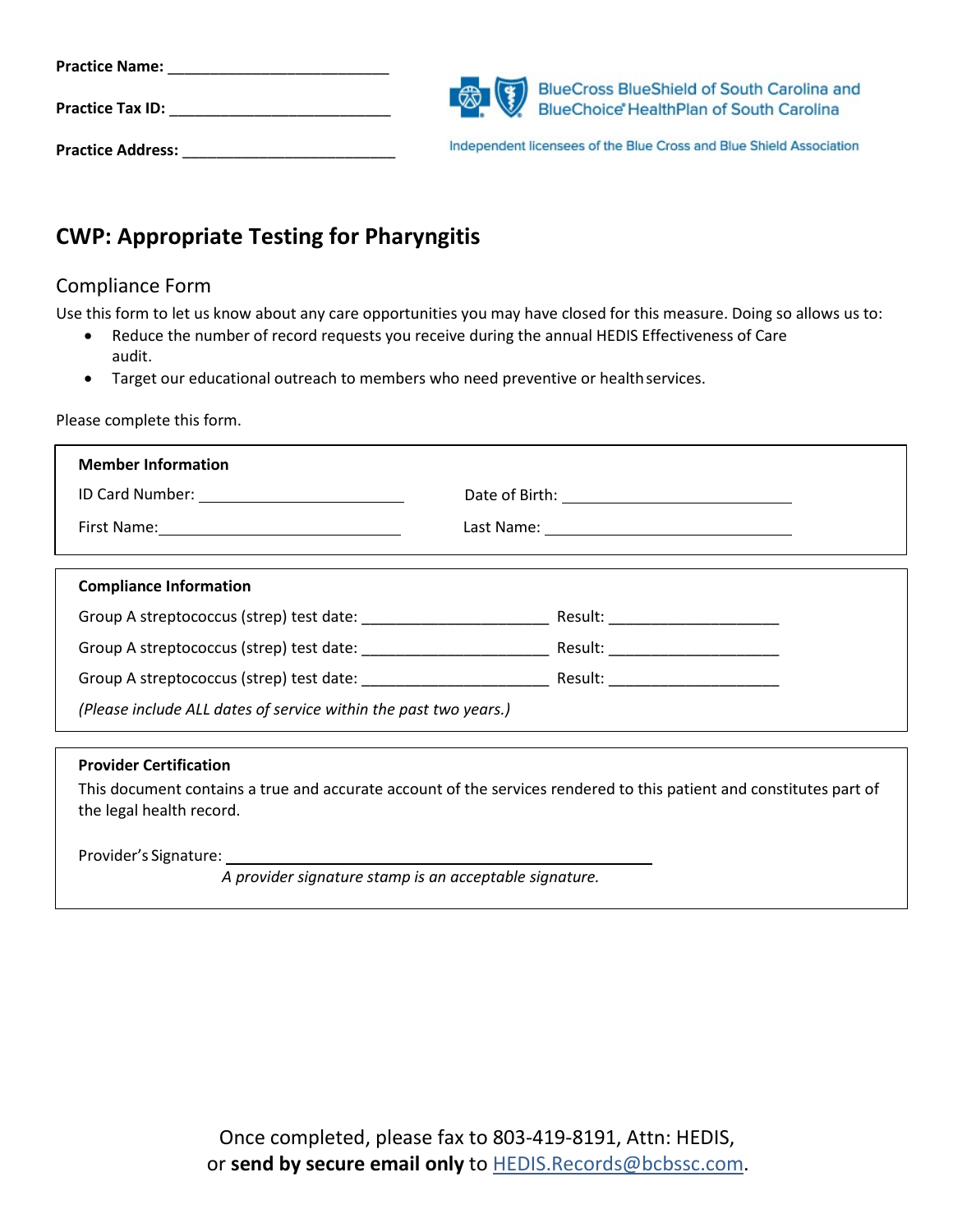**Practice Name:** ___________________________

**Practice Tax ID:** ___________________________

**Practice Address:** ___________________________

BlueCross BlueShield of South Carolina and BlueChoice® HealthPlan of South Carolina

Independent licensees of the Blue Cross and Blue Shield Association

## CWP: Appropriate Testing for Pharyngitis

### Compliance Form

Use this form to let us know about any care opportunities you may have closed for this measure. Doing so allows us to:

- Reduce the number of record requests you receive during the annual HEDIS Effectiveness of Care audit.
- Target our educational outreach to members who need preventive or health services.

Please complete this form.

**Member Information**

ID Card Number: ________________________ Date of Birth: ___________________________

First Name: ____________________________ Last Name: _____________________________

**Compliance Information**

Group A streptococcus (strep) test date: ______________________ Result: ____________________

Group A streptococcus (strep) test date: ______________________ Result: ____________________

Group A streptococcus (strep) test date: ______________________ Result: ____________________

*(Please include ALL dates of service within the past two years.)*

**Provider Certification**

This document contains a true and accurate account of the services rendered to this patient and constitutes part of the legal health record.

Provider's Signature: ______________________________________________

*A provider signature stamp is an acceptable signature.*

Once completed, please fax to 803-419-8191, Attn: HEDIS, or **send by secure email only** to HEDIS.Records@bcbssc.com.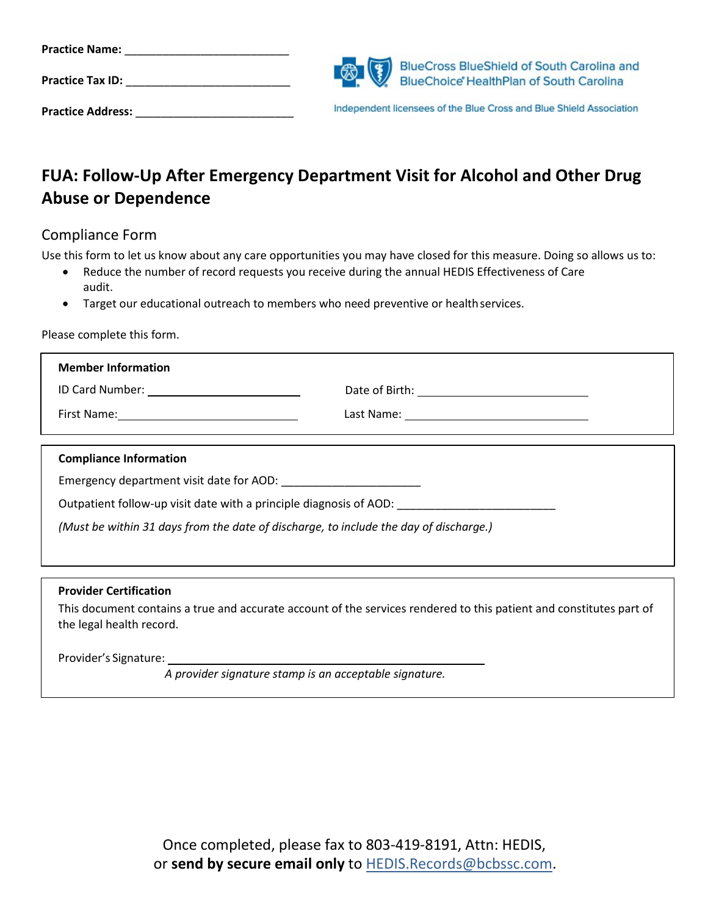**Practice Name:** ___________________________

**Practice Tax ID:** ___________________________

**Practice Address:** ___________________________

BlueCross BlueShield of South Carolina and BlueChoice® HealthPlan of South Carolina

Independent licensees of the Blue Cross and Blue Shield Association

# FUA: Follow-Up After Emergency Department Visit for Alcohol and Other Drug Abuse or Dependence

## Compliance Form

Use this form to let us know about any care opportunities you may have closed for this measure. Doing so allows us to:

- Reduce the number of record requests you receive during the annual HEDIS Effectiveness of Care audit.
- Target our educational outreach to members who need preventive or health services.

Please complete this form.

**Member Information**

ID Card Number: ______________________ Date of Birth: ______________________

First Name: ______________________ Last Name: ______________________

**Compliance Information**

Emergency department visit date for AOD: ______________________

Outpatient follow-up visit date with a principle diagnosis of AOD: ______________________

*(Must be within 31 days from the date of discharge, to include the day of discharge.)*

**Provider Certification**

This document contains a true and accurate account of the services rendered to this patient and constitutes part of the legal health record.

Provider's Signature: ______________________________________

*A provider signature stamp is an acceptable signature.*

Once completed, please fax to 803-419-8191, Attn: HEDIS, or **send by secure email only** to HEDIS.Records@bcbssc.com.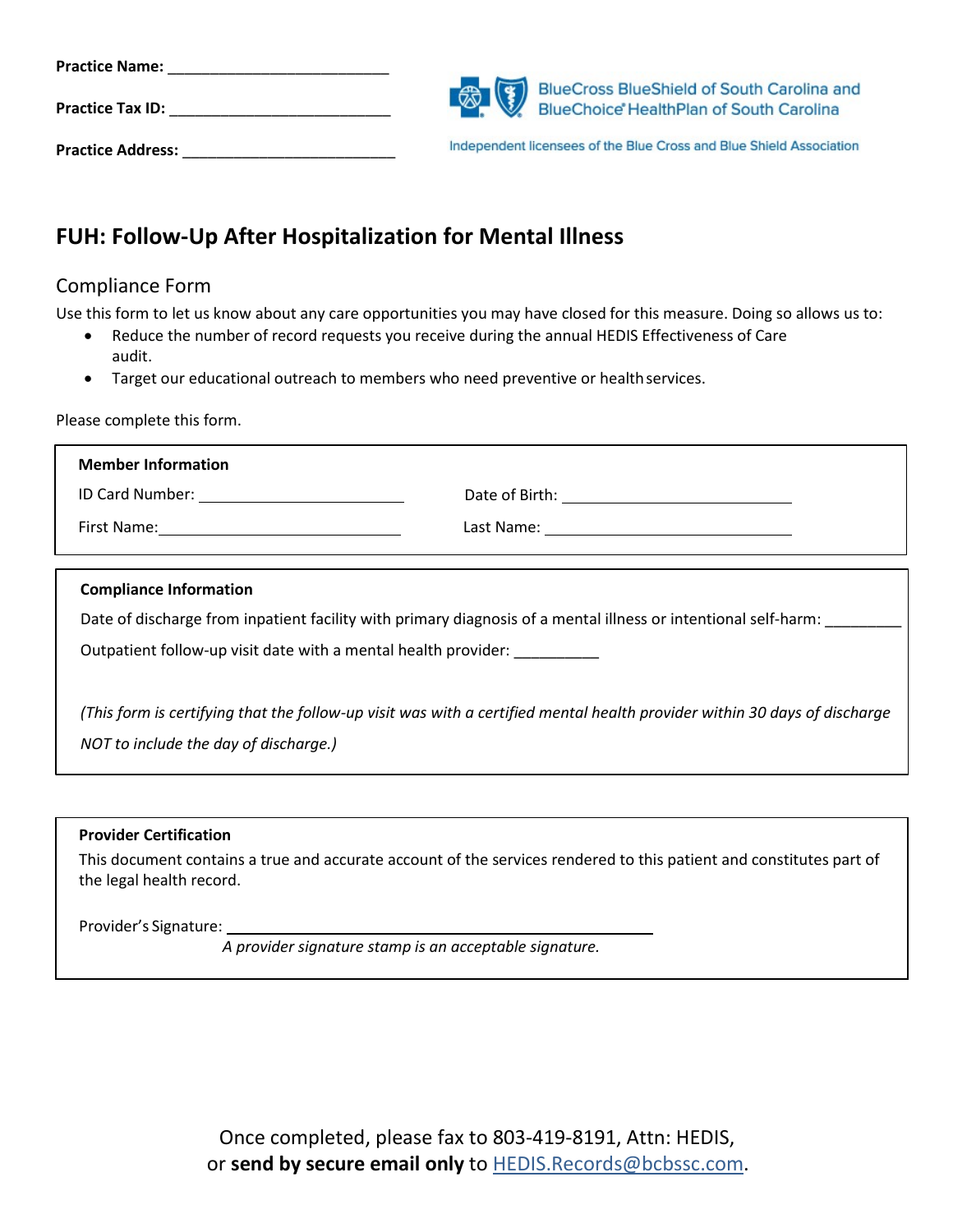**Practice Name:** ___________________________

**Practice Tax ID:** ___________________________

**Practice Address:** ___________________________

BlueCross BlueShield of South Carolina and BlueChoice® HealthPlan of South Carolina

Independent licensees of the Blue Cross and Blue Shield Association

# FUH: Follow-Up After Hospitalization for Mental Illness

## Compliance Form

Use this form to let us know about any care opportunities you may have closed for this measure. Doing so allows us to:

- Reduce the number of record requests you receive during the annual HEDIS Effectiveness of Care audit.
- Target our educational outreach to members who need preventive or health services.

Please complete this form.

**Member Information**

ID Card Number: ___________________________ Date of Birth: ___________________________

First Name: ___________________________ Last Name: ___________________________

**Compliance Information**

Date of discharge from inpatient facility with primary diagnosis of a mental illness or intentional self-harm: _________

Outpatient follow-up visit date with a mental health provider: __________

*(This form is certifying that the follow-up visit was with a certified mental health provider within 30 days of discharge NOT to include the day of discharge.)*

**Provider Certification**

This document contains a true and accurate account of the services rendered to this patient and constitutes part of the legal health record.

Provider's Signature: ___________________________________________

*A provider signature stamp is an acceptable signature.*

Once completed, please fax to 803-419-8191, Attn: HEDIS,
or **send by secure email only** to HEDIS.Records@bcbssc.com.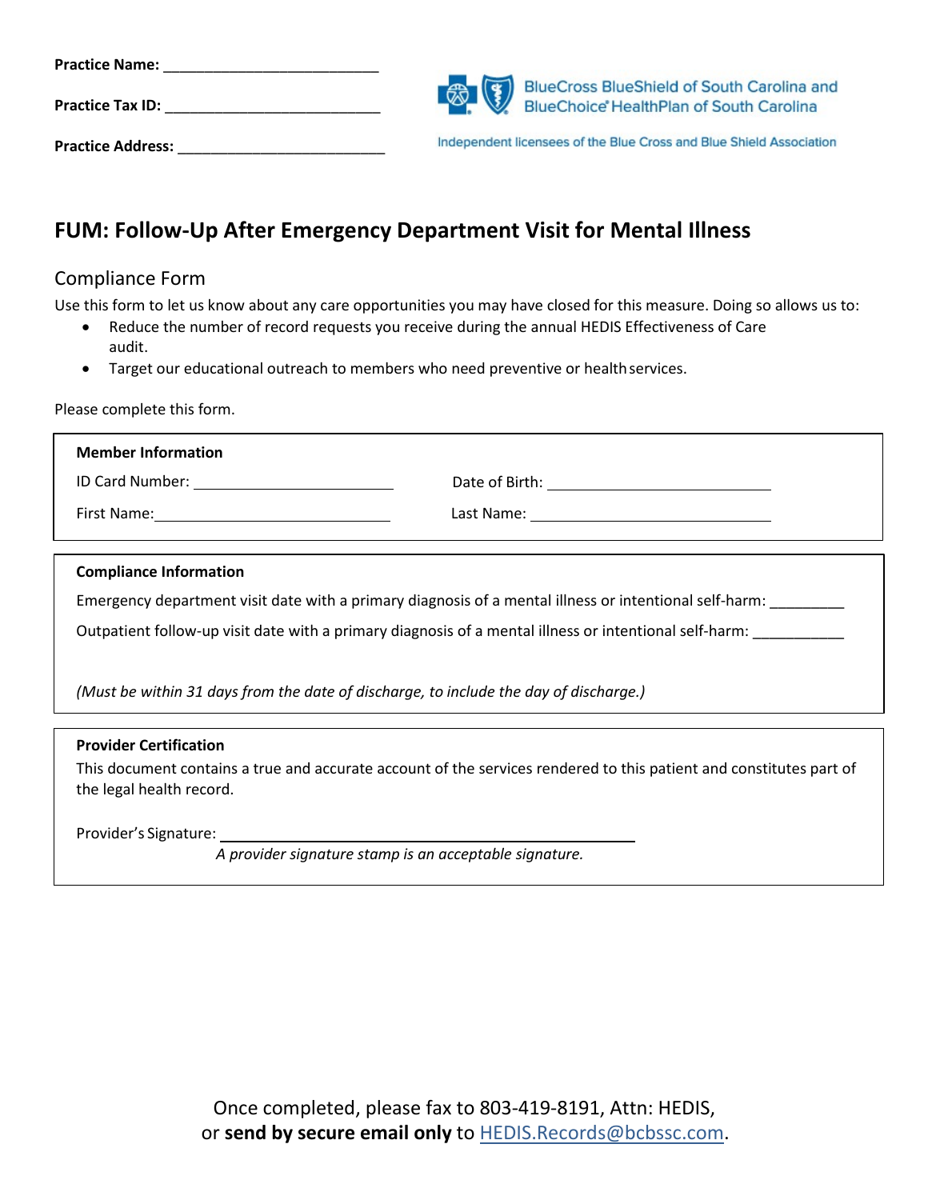**Practice Name:** ___________________________

**Practice Tax ID:** ___________________________

**Practice Address:** __________________________

BlueCross BlueShield of South Carolina and BlueChoice® HealthPlan of South Carolina

Independent licensees of the Blue Cross and Blue Shield Association

## FUM: Follow-Up After Emergency Department Visit for Mental Illness

### Compliance Form

Use this form to let us know about any care opportunities you may have closed for this measure. Doing so allows us to:

- Reduce the number of record requests you receive during the annual HEDIS Effectiveness of Care audit.
- Target our educational outreach to members who need preventive or health services.

Please complete this form.

**Member Information**

ID Card Number: ________________________ Date of Birth: ____________________________

First Name: ____________________________ Last Name: ______________________________

**Compliance Information**

Emergency department visit date with a primary diagnosis of a mental illness or intentional self-harm: _________

Outpatient follow-up visit date with a primary diagnosis of a mental illness or intentional self-harm: ___________

*(Must be within 31 days from the date of discharge, to include the day of discharge.)*

**Provider Certification**

This document contains a true and accurate account of the services rendered to this patient and constitutes part of the legal health record.

Provider's Signature: ______________________________________________

*A provider signature stamp is an acceptable signature.*

Once completed, please fax to 803-419-8191, Attn: HEDIS, or **send by secure email only** to HEDIS.Records@bcbssc.com.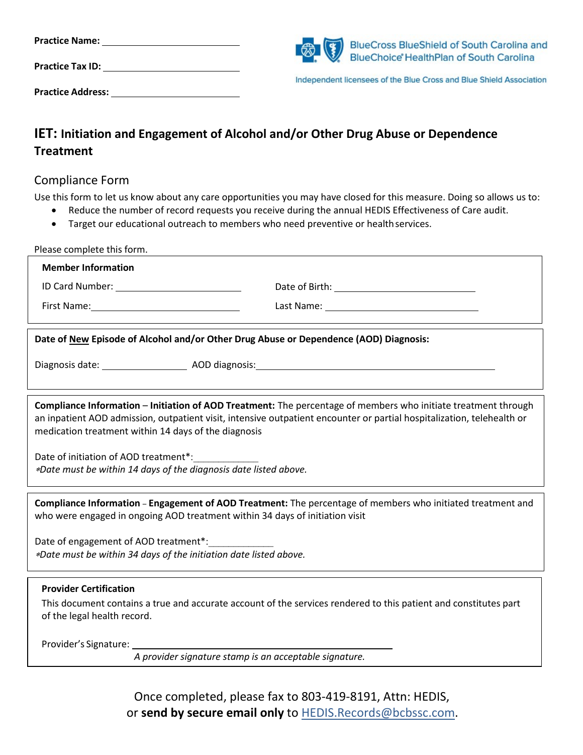Practice Name: ______________________________

Practice Tax ID: ______________________________

Practice Address: ______________________________

BlueCross BlueShield of South Carolina and BlueChoice® HealthPlan of South Carolina

Independent licensees of the Blue Cross and Blue Shield Association

# IET: Initiation and Engagement of Alcohol and/or Other Drug Abuse or Dependence Treatment

## Compliance Form

Use this form to let us know about any care opportunities you may have closed for this measure. Doing so allows us to:

- Reduce the number of record requests you receive during the annual HEDIS Effectiveness of Care audit.
- Target our educational outreach to members who need preventive or health services.

Please complete this form.

**Member Information**

ID Card Number: ______________________________ Date of Birth: ______________________________

First Name: ______________________________ Last Name: ______________________________

**Date of <u>New</u> Episode of Alcohol and/or Other Drug Abuse or Dependence (AOD) Diagnosis:**

Diagnosis date: ____________________ AOD diagnosis: ____________________________________________

**Compliance Information** – **Initiation of AOD Treatment:** The percentage of members who initiate treatment through an inpatient AOD admission, outpatient visit, intensive outpatient encounter or partial hospitalization, telehealth or medication treatment within 14 days of the diagnosis

Date of initiation of AOD treatment*: ______________

*\*Date must be within 14 days of the diagnosis date listed above.*

**Compliance Information** – **Engagement of AOD Treatment:** The percentage of members who initiated treatment and who were engaged in ongoing AOD treatment within 34 days of initiation visit

Date of engagement of AOD treatment*: ______________

*\*Date must be within 34 days of the initiation date listed above.*

**Provider Certification**

This document contains a true and accurate account of the services rendered to this patient and constitutes part of the legal health record.

Provider's Signature: ____________________________________________

*A provider signature stamp is an acceptable signature.*

Once completed, please fax to 803-419-8191, Attn: HEDIS,
or **send by secure email only** to HEDIS.Records@bcbssc.com.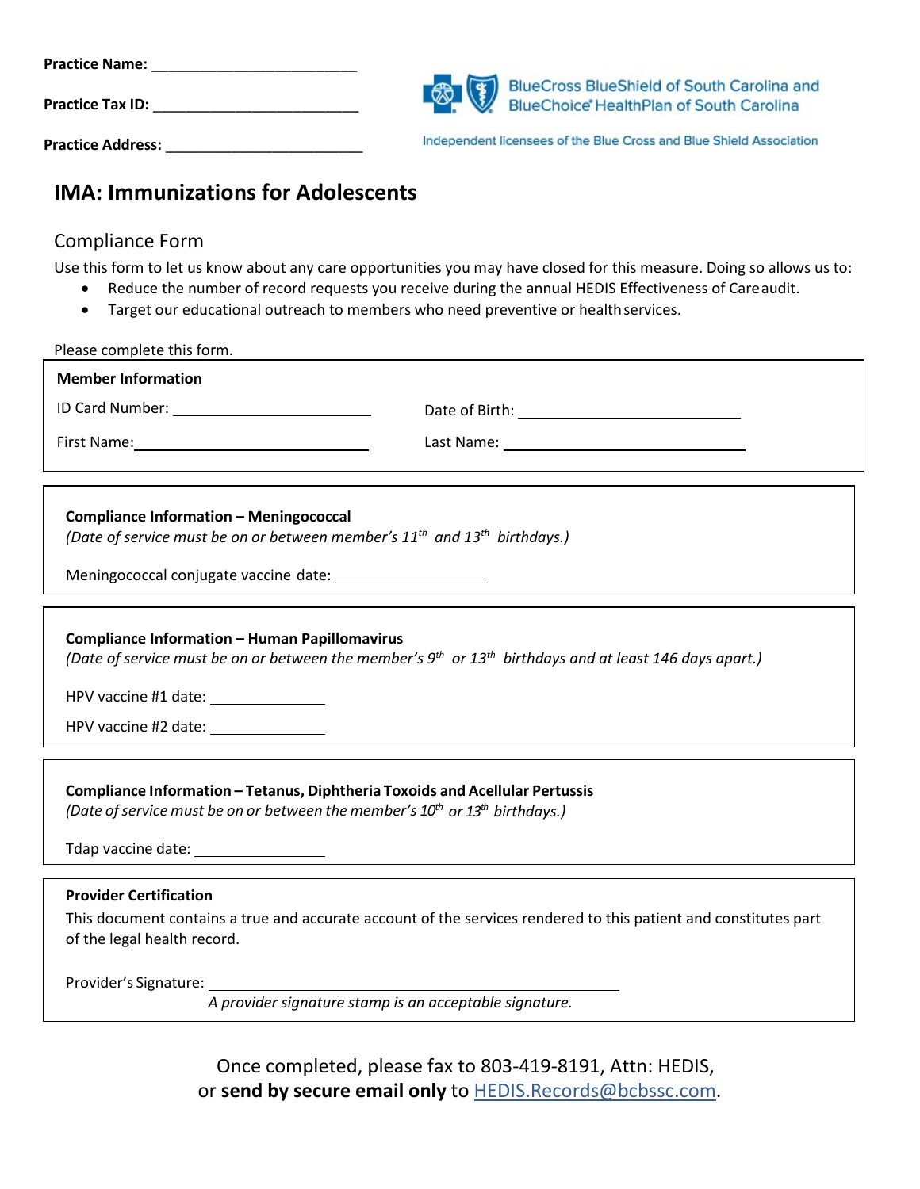**Practice Name:** ___________________________

**Practice Tax ID:** ___________________________

**Practice Address:** ___________________________

BlueCross BlueShield of South Carolina and BlueChoice® HealthPlan of South Carolina

Independent licensees of the Blue Cross and Blue Shield Association

# IMA: Immunizations for Adolescents

## Compliance Form

Use this form to let us know about any care opportunities you may have closed for this measure. Doing so allows us to:

- Reduce the number of record requests you receive during the annual HEDIS Effectiveness of Care audit.
- Target our educational outreach to members who need preventive or health services.

Please complete this form.

**Member Information**

ID Card Number: ___________________________ Date of Birth: ___________________________

First Name: ___________________________ Last Name: ___________________________

**Compliance Information – Meningococcal**

*(Date of service must be on or between member's 11th and 13th birthdays.)*

Meningococcal conjugate vaccine date: ____________________

**Compliance Information – Human Papillomavirus**

*(Date of service must be on or between the member's 9th or 13th birthdays and at least 146 days apart.)*

HPV vaccine #1 date: ________________

HPV vaccine #2 date: ________________

**Compliance Information – Tetanus, Diphtheria Toxoids and Acellular Pertussis**

*(Date of service must be on or between the member's 10th or 13th birthdays.)*

Tdap vaccine date: ________________

**Provider Certification**

This document contains a true and accurate account of the services rendered to this patient and constitutes part of the legal health record.

Provider's Signature: ____________________________________________

*A provider signature stamp is an acceptable signature.*

Once completed, please fax to 803-419-8191, Attn: HEDIS, or **send by secure email only** to HEDIS.Records@bcbssc.com.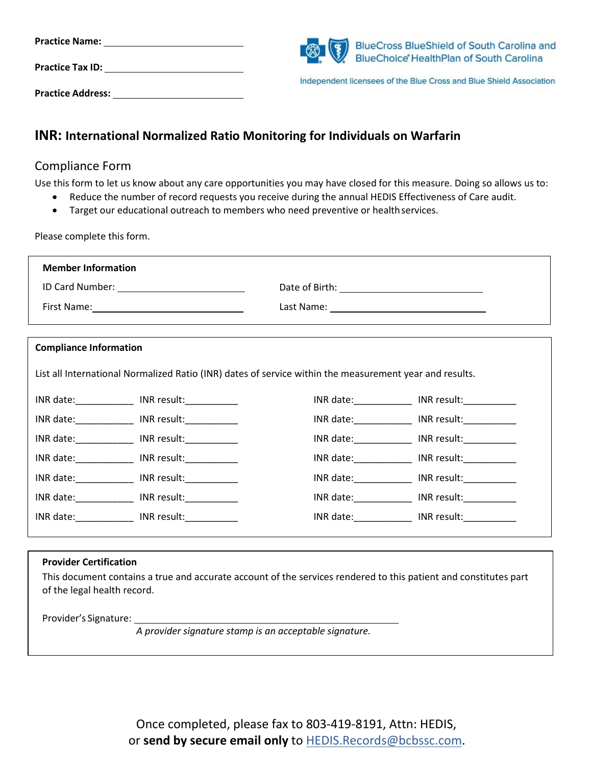**Practice Name:** ______________________________

**Practice Tax ID:** ______________________________

**Practice Address:** ______________________________

BlueCross BlueShield of South Carolina and BlueChoice® HealthPlan of South Carolina

Independent licensees of the Blue Cross and Blue Shield Association

## INR: International Normalized Ratio Monitoring for Individuals on Warfarin

### Compliance Form

Use this form to let us know about any care opportunities you may have closed for this measure. Doing so allows us to:

- Reduce the number of record requests you receive during the annual HEDIS Effectiveness of Care audit.
- Target our educational outreach to members who need preventive or health services.

Please complete this form.

**Member Information**

ID Card Number: ______________________ Date of Birth: ______________________

First Name: ______________________ Last Name: ______________________

**Compliance Information**

List all International Normalized Ratio (INR) dates of service within the measurement year and results.

INR date:___________ INR result:__________ INR date:___________ INR result:__________

INR date:___________ INR result:__________ INR date:___________ INR result:__________

INR date:___________ INR result:__________ INR date:___________ INR result:__________

INR date:___________ INR result:__________ INR date:___________ INR result:__________

INR date:___________ INR result:__________ INR date:___________ INR result:__________

INR date:___________ INR result:__________ INR date:___________ INR result:__________

INR date:___________ INR result:__________ INR date:___________ INR result:__________

**Provider Certification**

This document contains a true and accurate account of the services rendered to this patient and constitutes part of the legal health record.

Provider's Signature: ______________________________________________

*A provider signature stamp is an acceptable signature.*

Once completed, please fax to 803-419-8191, Attn: HEDIS,
or **send by secure email only** to HEDIS.Records@bcbssc.com.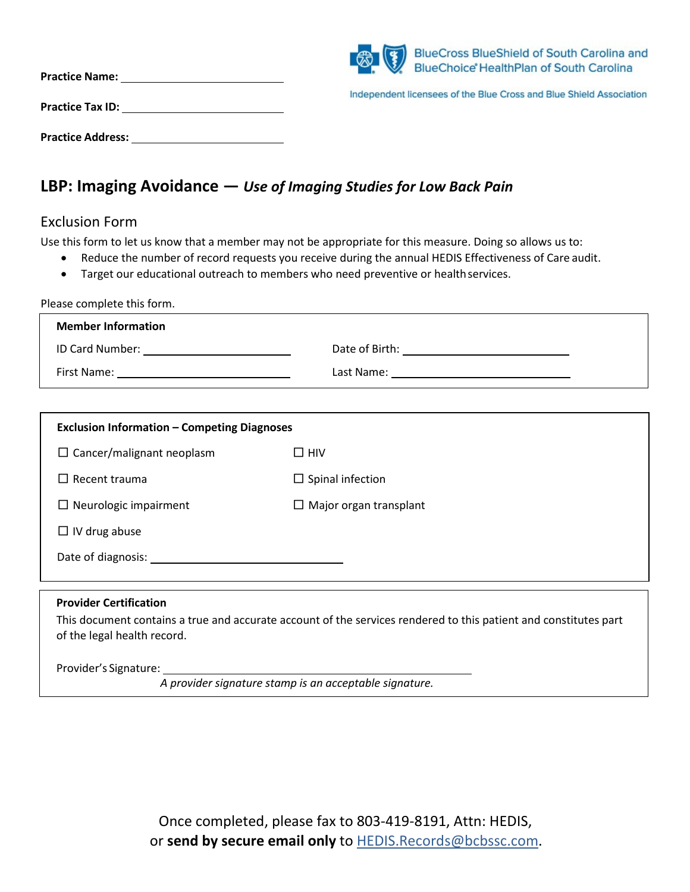**Practice Name:** ______________________________

**Practice Tax ID:** ______________________________

**Practice Address:** ______________________________

BlueCross BlueShield of South Carolina and BlueChoice® HealthPlan of South Carolina

Independent licensees of the Blue Cross and Blue Shield Association

## LBP: Imaging Avoidance — *Use of Imaging Studies for Low Back Pain*

### Exclusion Form

Use this form to let us know that a member may not be appropriate for this measure. Doing so allows us to:

- Reduce the number of record requests you receive during the annual HEDIS Effectiveness of Care audit.
- Target our educational outreach to members who need preventive or health services.

Please complete this form.

**Member Information**

ID Card Number: ______________________________ Date of Birth: ______________________________

First Name: ______________________________ Last Name: ______________________________

**Exclusion Information – Competing Diagnoses**

☐ Cancer/malignant neoplasm ☐ HIV

☐ Recent trauma ☐ Spinal infection

☐ Neurologic impairment ☐ Major organ transplant

☐ IV drug abuse

Date of diagnosis: ______________________________

**Provider Certification**

This document contains a true and accurate account of the services rendered to this patient and constitutes part of the legal health record.

Provider's Signature: ____________________________________________

*A provider signature stamp is an acceptable signature.*

Once completed, please fax to 803-419-8191, Attn: HEDIS,
or **send by secure email only** to HEDIS.Records@bcbssc.com.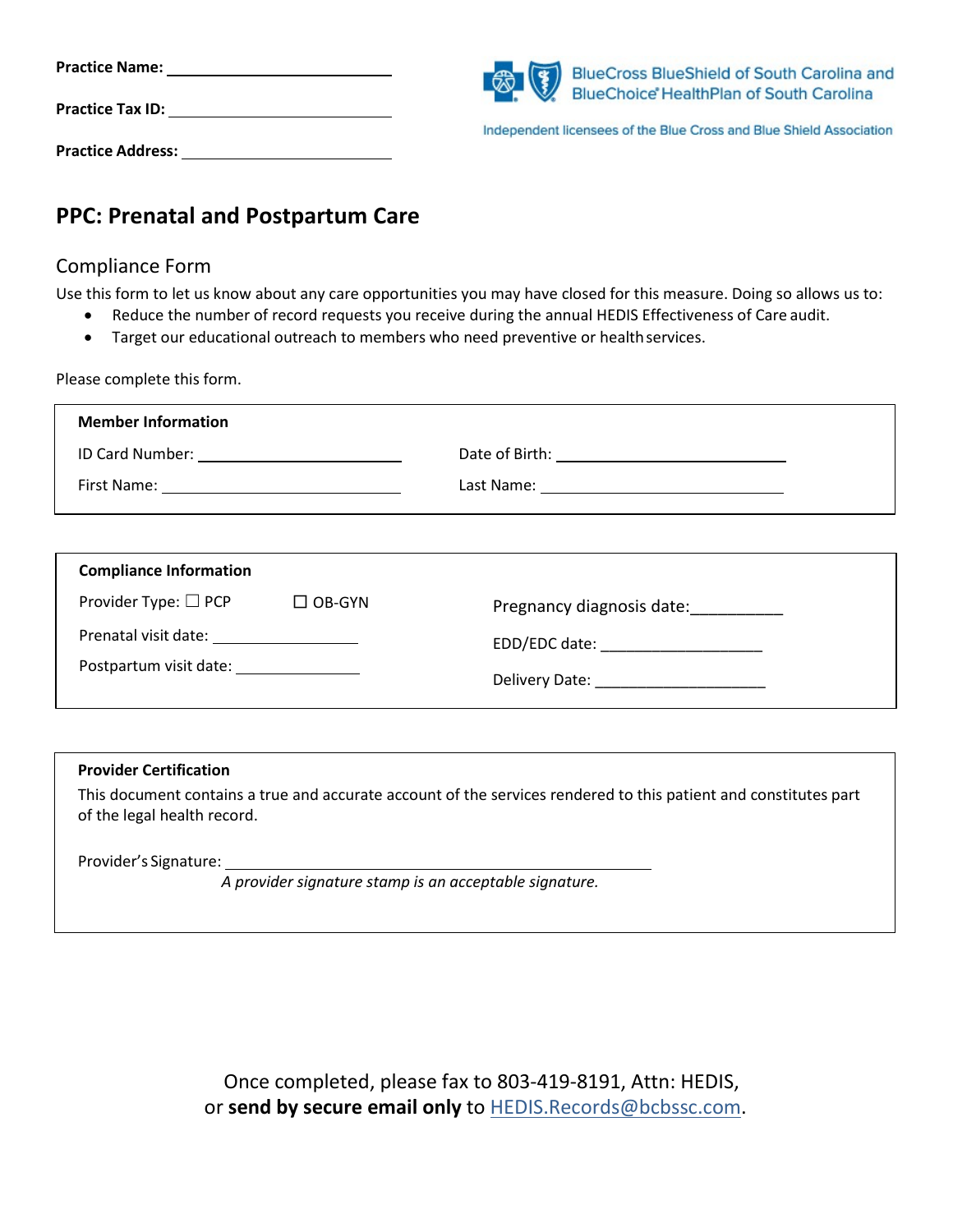**Practice Name:** ____________________

**Practice Tax ID:** ____________________

**Practice Address:** ____________________

BlueCross BlueShield of South Carolina and BlueChoice® HealthPlan of South Carolina

Independent licensees of the Blue Cross and Blue Shield Association

## PPC: Prenatal and Postpartum Care

### Compliance Form

Use this form to let us know about any care opportunities you may have closed for this measure. Doing so allows us to:

- Reduce the number of record requests you receive during the annual HEDIS Effectiveness of Care audit.
- Target our educational outreach to members who need preventive or health services.

Please complete this form.

**Member Information**

ID Card Number: ____________________ Date of Birth: ____________________

First Name: ____________________ Last Name: ____________________

**Compliance Information**

Provider Type: ☐ PCP ☐ OB-GYN

Pregnancy diagnosis date:__________

Prenatal visit date: ____________________

EDD/EDC date: ____________________

Postpartum visit date: ____________________

Delivery Date: ____________________

**Provider Certification**

This document contains a true and accurate account of the services rendered to this patient and constitutes part of the legal health record.

Provider's Signature: ________________________________________

*A provider signature stamp is an acceptable signature.*

Once completed, please fax to 803-419-8191, Attn: HEDIS, or **send by secure email only** to HEDIS.Records@bcbssc.com.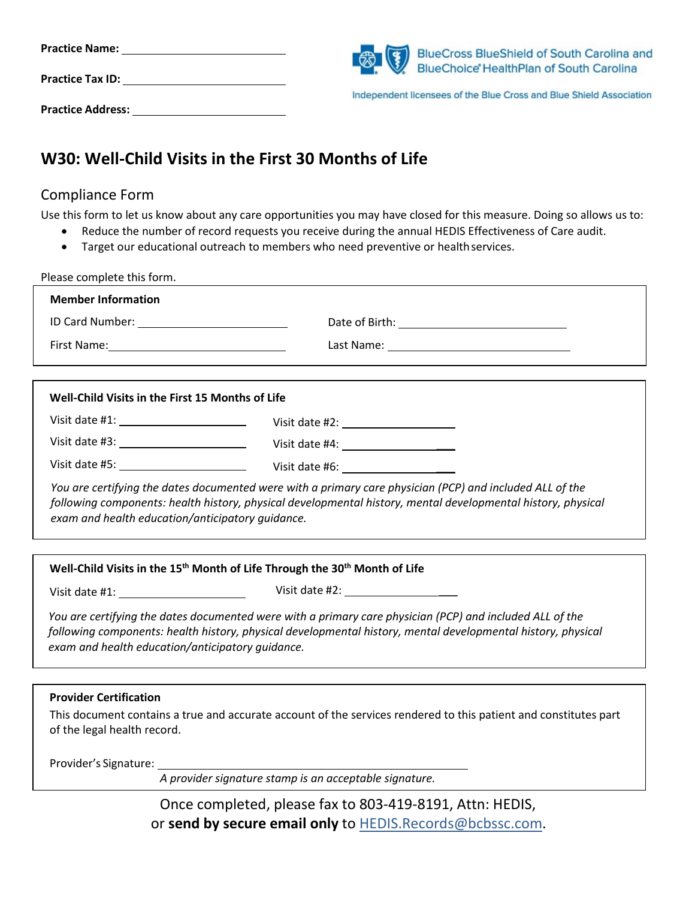Practice Name: \_\_\_\_\_\_\_\_\_\_\_\_\_\_\_\_\_\_\_\_\_\_\_\_

Practice Tax ID: \_\_\_\_\_\_\_\_\_\_\_\_\_\_\_\_\_\_\_\_\_\_\_\_

Practice Address: \_\_\_\_\_\_\_\_\_\_\_\_\_\_\_\_\_\_\_\_\_\_\_\_

BlueCross BlueShield of South Carolina and BlueChoice® HealthPlan of South Carolina

Independent licensees of the Blue Cross and Blue Shield Association

# W30: Well-Child Visits in the First 30 Months of Life

## Compliance Form

Use this form to let us know about any care opportunities you may have closed for this measure. Doing so allows us to:

- Reduce the number of record requests you receive during the annual HEDIS Effectiveness of Care audit.
- Target our educational outreach to members who need preventive or health services.

Please complete this form.

**Member Information**

ID Card Number: \_\_\_\_\_\_\_\_\_\_\_\_\_\_\_\_\_\_\_\_ Date of Birth: \_\_\_\_\_\_\_\_\_\_\_\_\_\_\_\_\_\_\_\_

First Name: \_\_\_\_\_\_\_\_\_\_\_\_\_\_\_\_\_\_\_\_ Last Name: \_\_\_\_\_\_\_\_\_\_\_\_\_\_\_\_\_\_\_\_

**Well-Child Visits in the First 15 Months of Life**

Visit date #1: \_\_\_\_\_\_\_\_\_\_\_\_\_\_\_\_ Visit date #2: \_\_\_\_\_\_\_\_\_\_\_\_\_\_\_\_

Visit date #3: \_\_\_\_\_\_\_\_\_\_\_\_\_\_\_\_ Visit date #4: \_\_\_\_\_\_\_\_\_\_\_\_\_\_\_\_

Visit date #5: \_\_\_\_\_\_\_\_\_\_\_\_\_\_\_\_ Visit date #6: \_\_\_\_\_\_\_\_\_\_\_\_\_\_\_\_

*You are certifying the dates documented were with a primary care physician (PCP) and included ALL of the following components: health history, physical developmental history, mental developmental history, physical exam and health education/anticipatory guidance.*

**Well-Child Visits in the 15th Month of Life Through the 30th Month of Life**

Visit date #1: \_\_\_\_\_\_\_\_\_\_\_\_\_\_\_\_ Visit date #2: \_\_\_\_\_\_\_\_\_\_\_\_\_\_\_\_

*You are certifying the dates documented were with a primary care physician (PCP) and included ALL of the following components: health history, physical developmental history, mental developmental history, physical exam and health education/anticipatory guidance.*

**Provider Certification**

This document contains a true and accurate account of the services rendered to this patient and constitutes part of the legal health record.

Provider's Signature: \_\_\_\_\_\_\_\_\_\_\_\_\_\_\_\_\_\_\_\_\_\_\_\_\_\_\_\_\_\_\_\_

*A provider signature stamp is an acceptable signature.*

Once completed, please fax to 803-419-8191, Attn: HEDIS,
or **send by secure email only** to HEDIS.Records@bcbssc.com.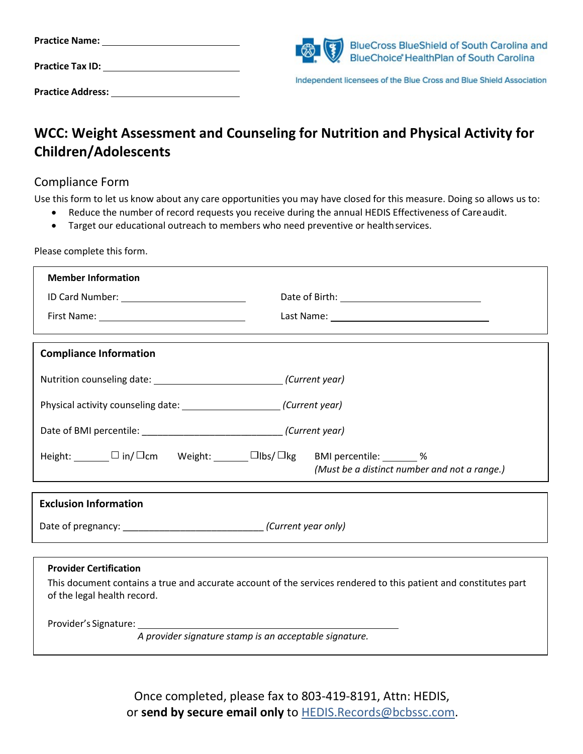**Practice Name:** ______________________

**Practice Tax ID:** ______________________

**Practice Address:** ______________________

BlueCross BlueShield of South Carolina and BlueChoice® HealthPlan of South Carolina

Independent licensees of the Blue Cross and Blue Shield Association

# WCC: Weight Assessment and Counseling for Nutrition and Physical Activity for Children/Adolescents

## Compliance Form

Use this form to let us know about any care opportunities you may have closed for this measure. Doing so allows us to:

- Reduce the number of record requests you receive during the annual HEDIS Effectiveness of Care audit.
- Target our educational outreach to members who need preventive or health services.

Please complete this form.

**Member Information**

ID Card Number: ______________________ Date of Birth: ______________________

First Name: ______________________ Last Name: ______________________

**Compliance Information**

Nutrition counseling date: ______________________ *(Current year)*

Physical activity counseling date: ______________________ *(Current year)*

Date of BMI percentile: ______________________ *(Current year)*

Height: _______ ☐ in/ ☐cm Weight: _______ ☐lbs/ ☐kg BMI percentile: _______ %
*(Must be a distinct number and not a range.)*

**Exclusion Information**

Date of pregnancy: ______________________ *(Current year only)*

**Provider Certification**

This document contains a true and accurate account of the services rendered to this patient and constitutes part of the legal health record.

Provider's Signature: ______________________________________

*A provider signature stamp is an acceptable signature.*

Once completed, please fax to 803-419-8191, Attn: HEDIS,
or **send by secure email only** to HEDIS.Records@bcbssc.com.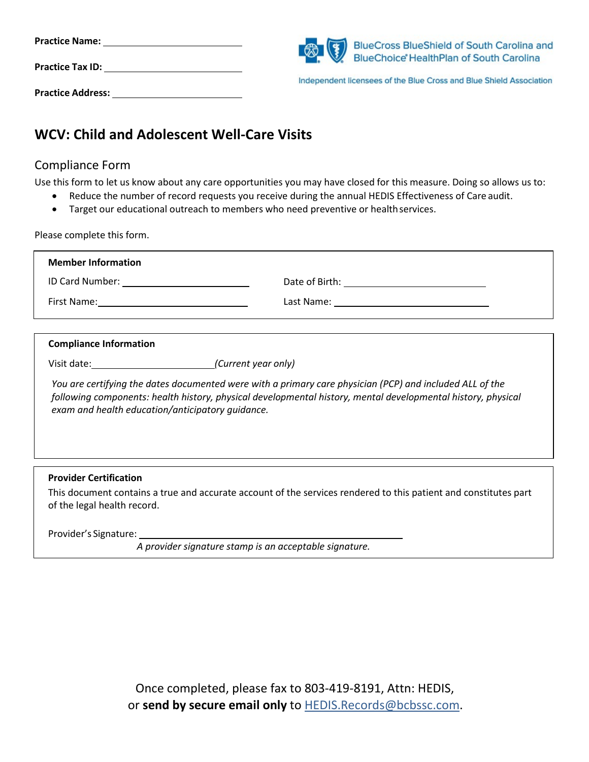**Practice Name:** ______________________

**Practice Tax ID:** ______________________

**Practice Address:** ______________________

BlueCross BlueShield of South Carolina and BlueChoice® HealthPlan of South Carolina

Independent licensees of the Blue Cross and Blue Shield Association

# WCV: Child and Adolescent Well-Care Visits

## Compliance Form

Use this form to let us know about any care opportunities you may have closed for this measure. Doing so allows us to:

- Reduce the number of record requests you receive during the annual HEDIS Effectiveness of Care audit.
- Target our educational outreach to members who need preventive or health services.

Please complete this form.

**Member Information**

ID Card Number: ______________________ Date of Birth: ______________________

First Name: ______________________ Last Name: ______________________

**Compliance Information**

Visit date: ______________________ *(Current year only)*

*You are certifying the dates documented were with a primary care physician (PCP) and included ALL of the following components: health history, physical developmental history, mental developmental history, physical exam and health education/anticipatory guidance.*

**Provider Certification**

This document contains a true and accurate account of the services rendered to this patient and constitutes part of the legal health record.

Provider's Signature: ______________________

*A provider signature stamp is an acceptable signature.*

Once completed, please fax to 803-419-8191, Attn: HEDIS, or **send by secure email only** to HEDIS.Records@bcbssc.com.